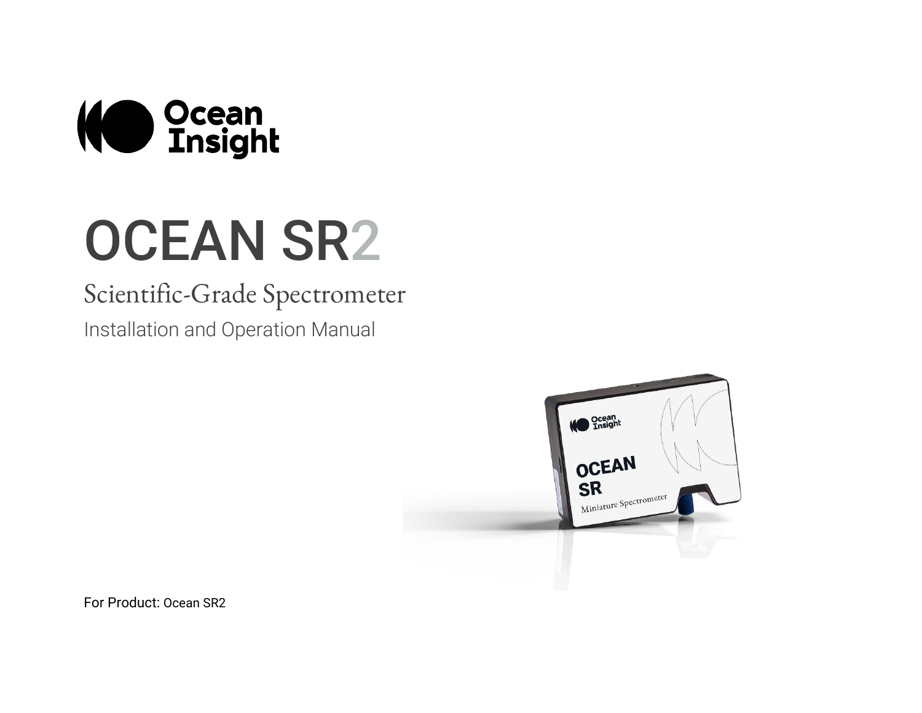Ocean Insight

# OCEAN SR2

## Scientific-Grade Spectrometer

Installation and Operation Manual

For Product: Ocean SR2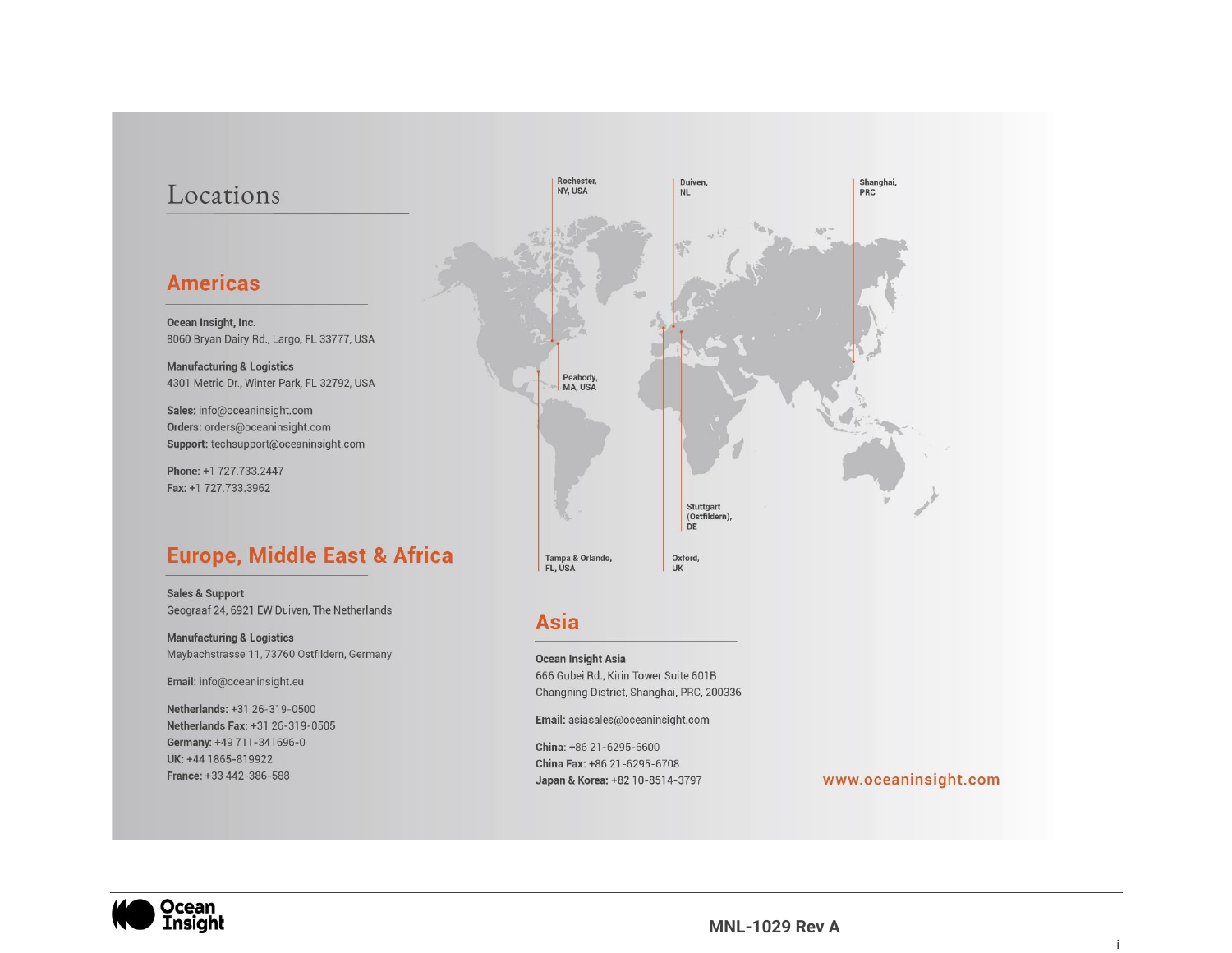# Locations

## Americas

**Ocean Insight, Inc.**
8060 Bryan Dairy Rd., Largo, FL 33777, USA

**Manufacturing & Logistics**
4301 Metric Dr., Winter Park, FL 32792, USA

**Sales:** info@oceaninsight.com
**Orders:** orders@oceaninsight.com
**Support:** techsupport@oceaninsight.com

**Phone:** +1 727.733.2447
**Fax:** +1 727.733.3962

## Europe, Middle East & Africa

**Sales & Support**
Geograaf 24, 6921 EW Duiven, The Netherlands

**Manufacturing & Logistics**
Maybachstrasse 11, 73760 Ostfildern, Germany

**Email:** info@oceaninsight.eu

**Netherlands:** +31 26-319-0500
**Netherlands Fax:** +31 26-319-0505
**Germany:** +49 711-341696-0
**UK:** +44 1865-819922
**France:** +33 442-386-588

Rochester, NY, USA
Duiven, NL
Shanghai, PRC
Peabody, MA, USA
Stuttgart (Ostfildern), DE
Tampa & Orlando, FL, USA
Oxford, UK

## Asia

**Ocean Insight Asia**
666 Gubei Rd., Kirin Tower Suite 601B
Changning District, Shanghai, PRC, 200336

**Email:** asiasales@oceaninsight.com

**China:** +86 21-6295-6600
**China Fax:** +86 21-6295-6708
**Japan & Korea:** +82 10-8514-3797

www.oceaninsight.com

MNL-1029 Rev A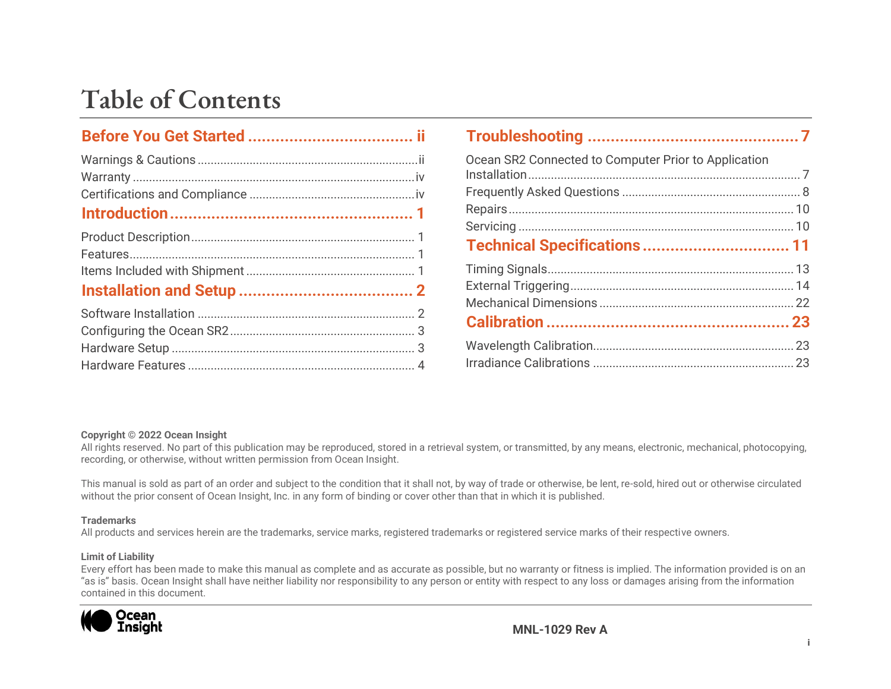# Table of Contents

**Before You Get Started ... ii**

- Warnings & Cautions ... ii
- Warranty ... iv
- Certifications and Compliance ... iv

**Introduction ... 1**

- Product Description ... 1
- Features ... 1
- Items Included with Shipment ... 1

**Installation and Setup ... 2**

- Software Installation ... 2
- Configuring the Ocean SR2 ... 3
- Hardware Setup ... 3
- Hardware Features ... 4

**Troubleshooting ... 7**

- Ocean SR2 Connected to Computer Prior to Application Installation ... 7
- Frequently Asked Questions ... 8
- Repairs ... 10
- Servicing ... 10

**Technical Specifications ... 11**

- Timing Signals ... 13
- External Triggering ... 14
- Mechanical Dimensions ... 22

**Calibration ... 23**

- Wavelength Calibration ... 23
- Irradiance Calibrations ... 23

**Copyright © 2022 Ocean Insight**

All rights reserved. No part of this publication may be reproduced, stored in a retrieval system, or transmitted, by any means, electronic, mechanical, photocopying, recording, or otherwise, without written permission from Ocean Insight.

This manual is sold as part of an order and subject to the condition that it shall not, by way of trade or otherwise, be lent, re-sold, hired out or otherwise circulated without the prior consent of Ocean Insight, Inc. in any form of binding or cover other than that in which it is published.

**Trademarks**

All products and services herein are the trademarks, service marks, registered trademarks or registered service marks of their respective owners.

**Limit of Liability**

Every effort has been made to make this manual as complete and as accurate as possible, but no warranty or fitness is implied. The information provided is on an "as is" basis. Ocean Insight shall have neither liability nor responsibility to any person or entity with respect to any loss or damages arising from the information contained in this document.

MNL-1029 Rev A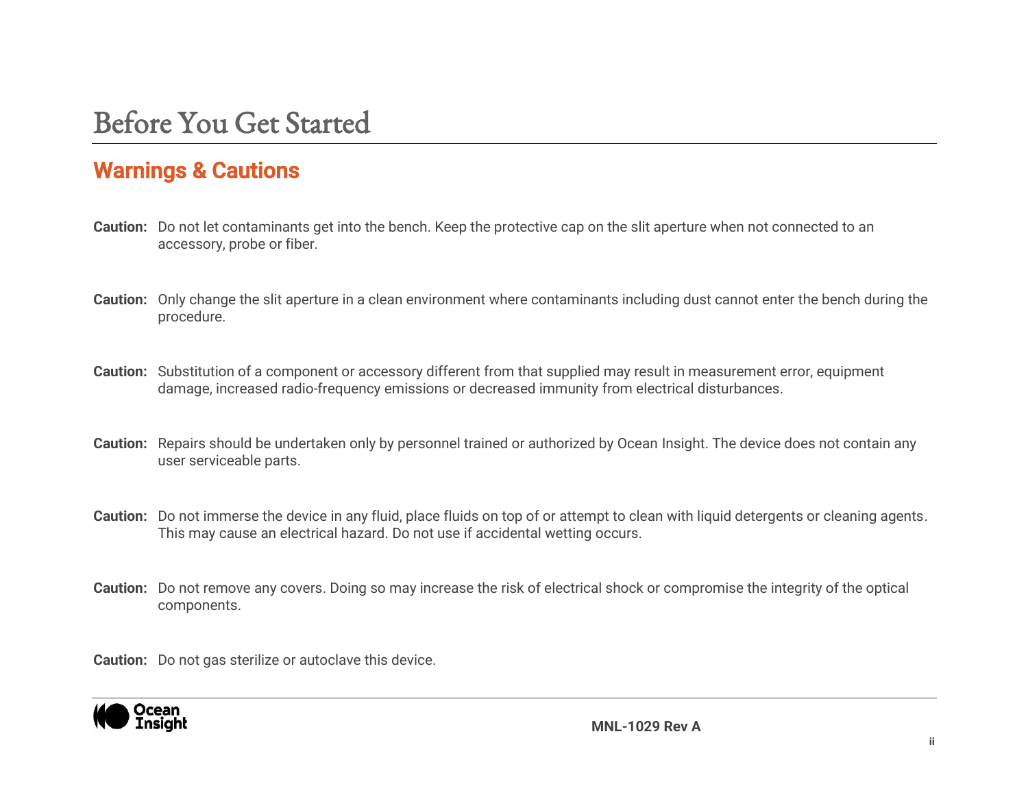# Before You Get Started

## Warnings & Cautions

**Caution:** Do not let contaminants get into the bench. Keep the protective cap on the slit aperture when not connected to an accessory, probe or fiber.

**Caution:** Only change the slit aperture in a clean environment where contaminants including dust cannot enter the bench during the procedure.

**Caution:** Substitution of a component or accessory different from that supplied may result in measurement error, equipment damage, increased radio-frequency emissions or decreased immunity from electrical disturbances.

**Caution:** Repairs should be undertaken only by personnel trained or authorized by Ocean Insight. The device does not contain any user serviceable parts.

**Caution:** Do not immerse the device in any fluid, place fluids on top of or attempt to clean with liquid detergents or cleaning agents. This may cause an electrical hazard. Do not use if accidental wetting occurs.

**Caution:** Do not remove any covers. Doing so may increase the risk of electrical shock or compromise the integrity of the optical components.

**Caution:** Do not gas sterilize or autoclave this device.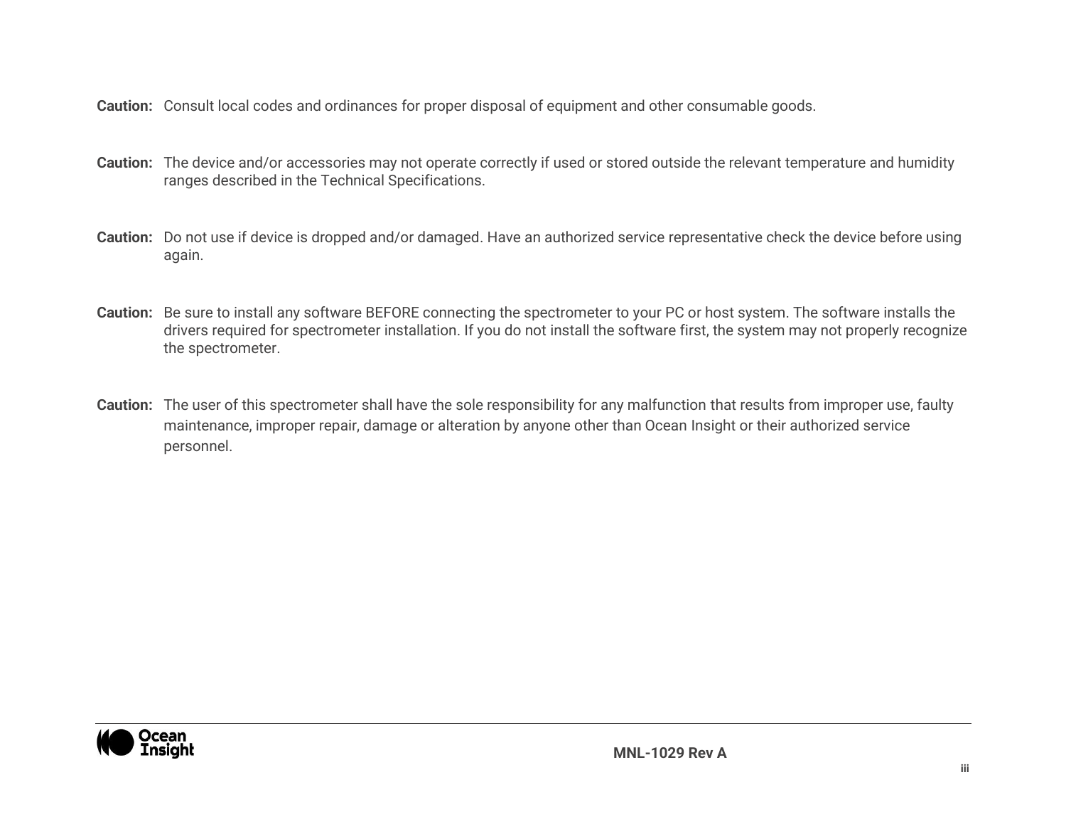**Caution:** Consult local codes and ordinances for proper disposal of equipment and other consumable goods.

**Caution:** The device and/or accessories may not operate correctly if used or stored outside the relevant temperature and humidity ranges described in the Technical Specifications.

**Caution:** Do not use if device is dropped and/or damaged. Have an authorized service representative check the device before using again.

**Caution:** Be sure to install any software BEFORE connecting the spectrometer to your PC or host system. The software installs the drivers required for spectrometer installation. If you do not install the software first, the system may not properly recognize the spectrometer.

**Caution:** The user of this spectrometer shall have the sole responsibility for any malfunction that results from improper use, faulty maintenance, improper repair, damage or alteration by anyone other than Ocean Insight or their authorized service personnel.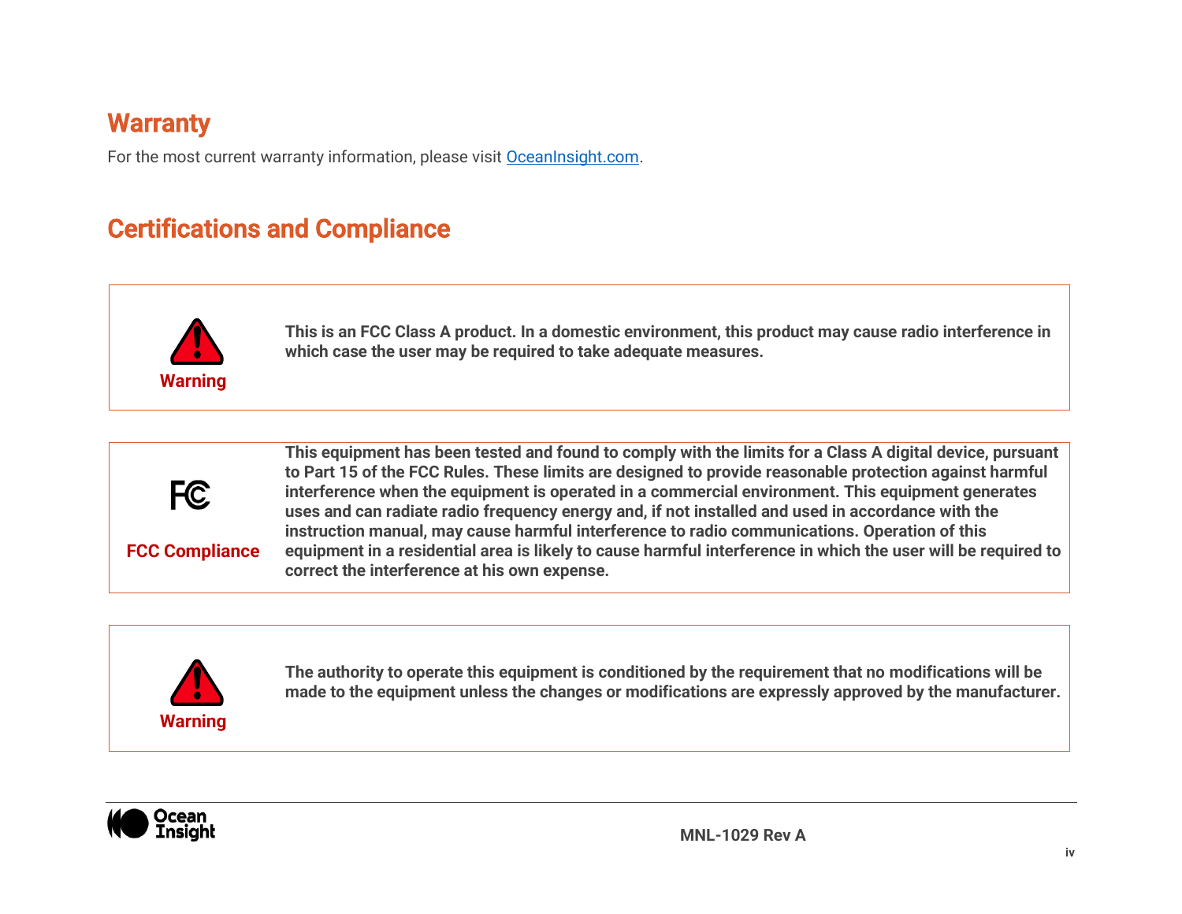## Warranty

For the most current warranty information, please visit [OceanInsight.com](https://www.oceaninsight.com).

## Certifications and Compliance

| | |
|---|---|
| **Warning** | **This is an FCC Class A product. In a domestic environment, this product may cause radio interference in which case the user may be required to take adequate measures.** |

| | |
|---|---|
| **FCC Compliance** | **This equipment has been tested and found to comply with the limits for a Class A digital device, pursuant to Part 15 of the FCC Rules. These limits are designed to provide reasonable protection against harmful interference when the equipment is operated in a commercial environment. This equipment generates uses and can radiate radio frequency energy and, if not installed and used in accordance with the instruction manual, may cause harmful interference to radio communications. Operation of this equipment in a residential area is likely to cause harmful interference in which the user will be required to correct the interference at his own expense.** |

| | |
|---|---|
| **Warning** | **The authority to operate this equipment is conditioned by the requirement that no modifications will be made to the equipment unless the changes or modifications are expressly approved by the manufacturer.** |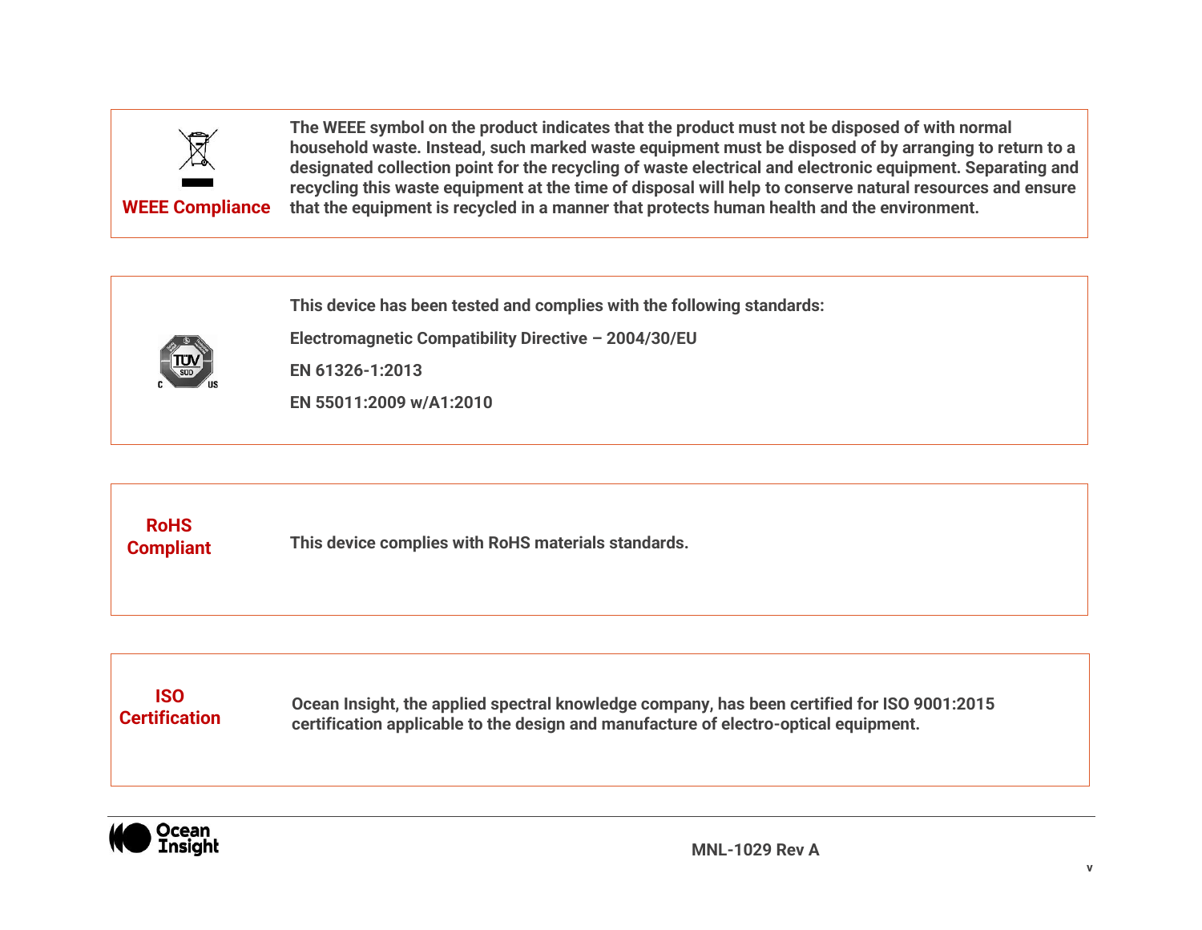**WEEE Compliance**

**The WEEE symbol on the product indicates that the product must not be disposed of with normal household waste. Instead, such marked waste equipment must be disposed of by arranging to return to a designated collection point for the recycling of waste electrical and electronic equipment. Separating and recycling this waste equipment at the time of disposal will help to conserve natural resources and ensure that the equipment is recycled in a manner that protects human health and the environment.**

**This device has been tested and complies with the following standards:**

**Electromagnetic Compatibility Directive – 2004/30/EU**

**EN 61326-1:2013**

**EN 55011:2009 w/A1:2010**

**RoHS Compliant**

**This device complies with RoHS materials standards.**

**ISO Certification**

**Ocean Insight, the applied spectral knowledge company, has been certified for ISO 9001:2015 certification applicable to the design and manufacture of electro-optical equipment.**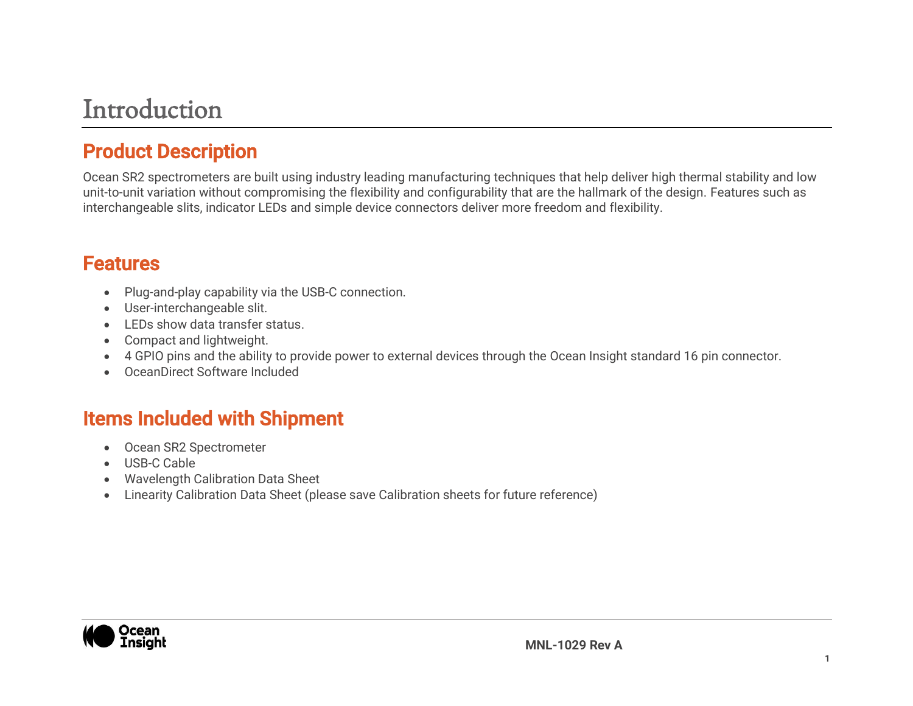# Introduction

## Product Description

Ocean SR2 spectrometers are built using industry leading manufacturing techniques that help deliver high thermal stability and low unit-to-unit variation without compromising the flexibility and configurability that are the hallmark of the design. Features such as interchangeable slits, indicator LEDs and simple device connectors deliver more freedom and flexibility.

## Features

- Plug-and-play capability via the USB-C connection.
- User-interchangeable slit.
- LEDs show data transfer status.
- Compact and lightweight.
- 4 GPIO pins and the ability to provide power to external devices through the Ocean Insight standard 16 pin connector.
- OceanDirect Software Included

## Items Included with Shipment

- Ocean SR2 Spectrometer
- USB-C Cable
- Wavelength Calibration Data Sheet
- Linearity Calibration Data Sheet (please save Calibration sheets for future reference)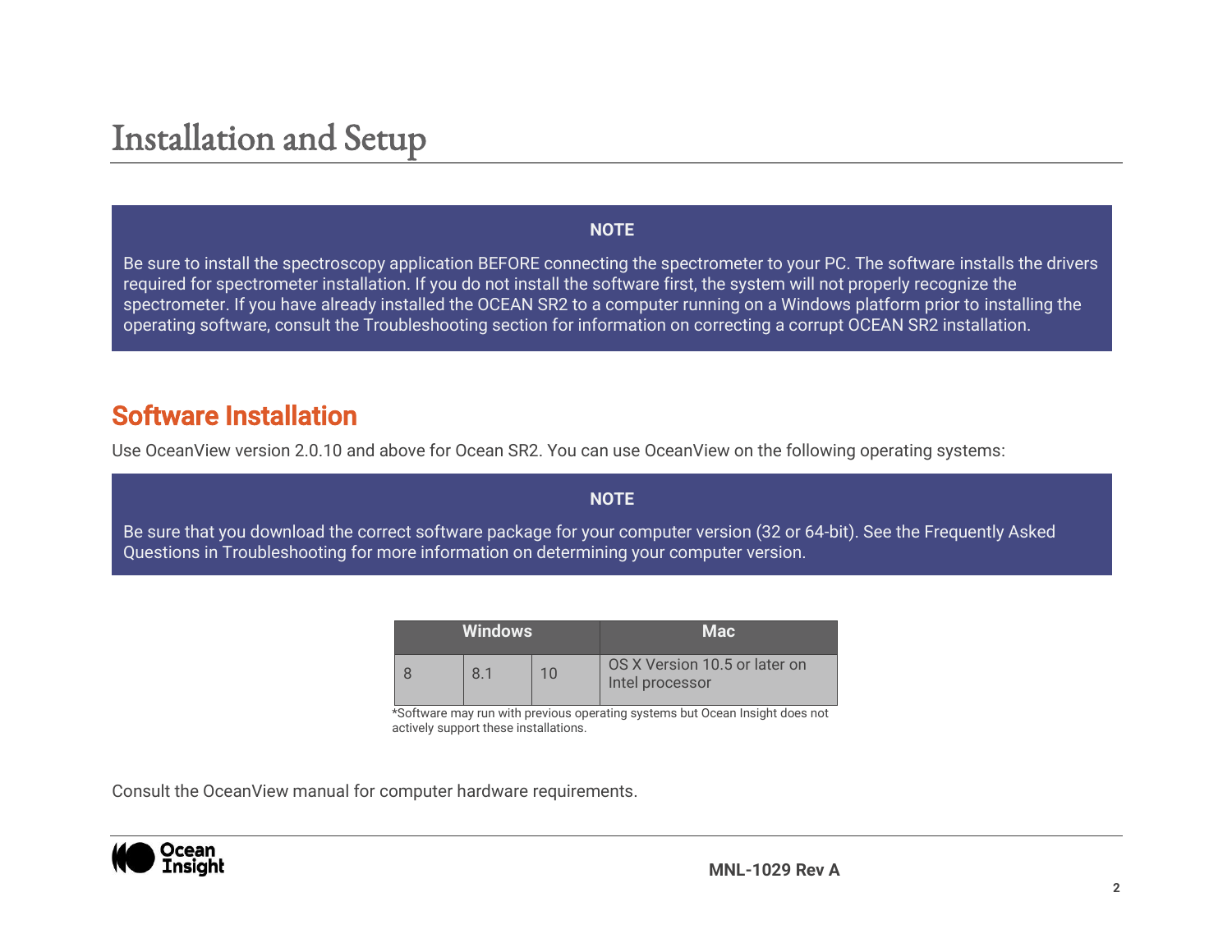# Installation and Setup

> **NOTE**
>
> Be sure to install the spectroscopy application BEFORE connecting the spectrometer to your PC. The software installs the drivers required for spectrometer installation. If you do not install the software first, the system will not properly recognize the spectrometer. If you have already installed the OCEAN SR2 to a computer running on a Windows platform prior to installing the operating software, consult the Troubleshooting section for information on correcting a corrupt OCEAN SR2 installation.

## Software Installation

Use OceanView version 2.0.10 and above for Ocean SR2. You can use OceanView on the following operating systems:

> **NOTE**
>
> Be sure that you download the correct software package for your computer version (32 or 64-bit). See the Frequently Asked Questions in Troubleshooting for more information on determining your computer version.

| Windows | | | Mac |
|---|---|---|---|
| 8 | 8.1 | 10 | OS X Version 10.5 or later on Intel processor |

*Software may run with previous operating systems but Ocean Insight does not actively support these installations.

Consult the OceanView manual for computer hardware requirements.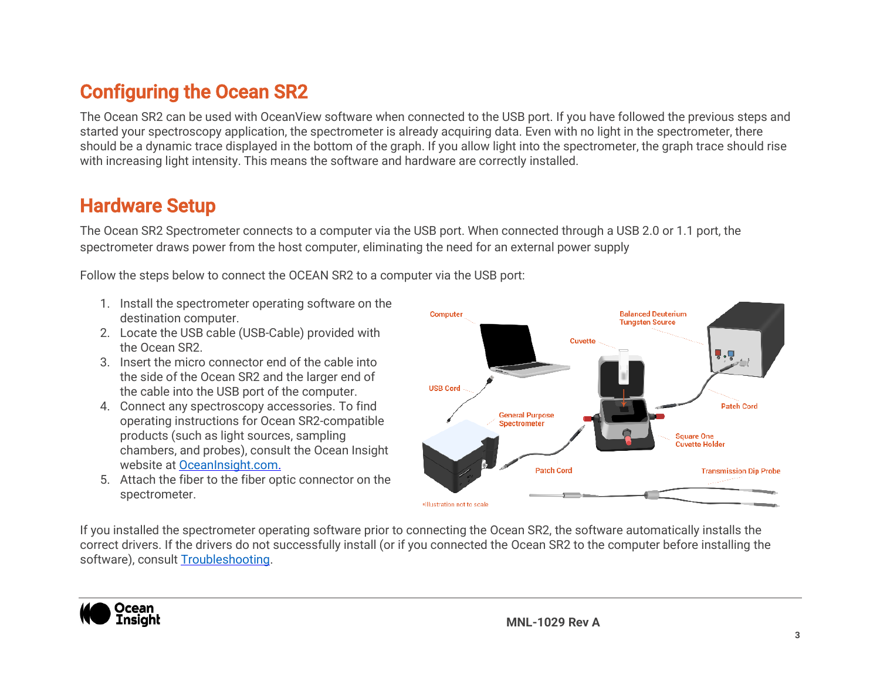## Configuring the Ocean SR2

The Ocean SR2 can be used with OceanView software when connected to the USB port. If you have followed the previous steps and started your spectroscopy application, the spectrometer is already acquiring data. Even with no light in the spectrometer, there should be a dynamic trace displayed in the bottom of the graph. If you allow light into the spectrometer, the graph trace should rise with increasing light intensity. This means the software and hardware are correctly installed.

## Hardware Setup

The Ocean SR2 Spectrometer connects to a computer via the USB port. When connected through a USB 2.0 or 1.1 port, the spectrometer draws power from the host computer, eliminating the need for an external power supply

Follow the steps below to connect the OCEAN SR2 to a computer via the USB port:

1. Install the spectrometer operating software on the destination computer.
2. Locate the USB cable (USB-Cable) provided with the Ocean SR2.
3. Insert the micro connector end of the cable into the side of the Ocean SR2 and the larger end of the cable into the USB port of the computer.
4. Connect any spectroscopy accessories. To find operating instructions for Ocean SR2-compatible products (such as light sources, sampling chambers, and probes), consult the Ocean Insight website at OceanInsight.com.
5. Attach the fiber to the fiber optic connector on the spectrometer.

Computer, USB Cord, General Purpose Spectrometer, Patch Cord, Cuvette, Balanced Deuterium Tungsten Source, Patch Cord, Square One Cuvette Holder, Transmission Dip Probe

*Illustration not to scale

If you installed the spectrometer operating software prior to connecting the Ocean SR2, the software automatically installs the correct drivers. If the drivers do not successfully install (or if you connected the Ocean SR2 to the computer before installing the software), consult Troubleshooting.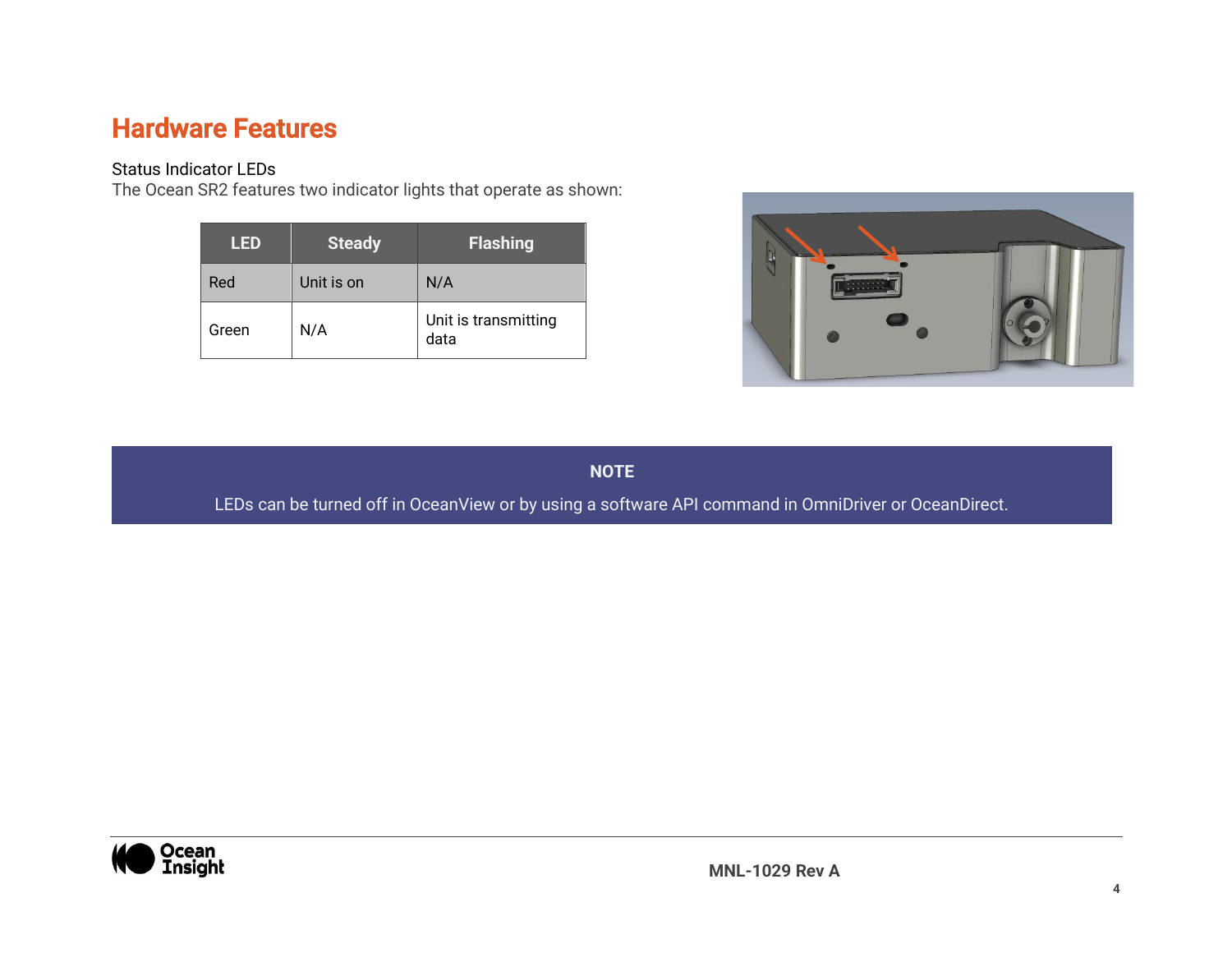# Hardware Features

### Status Indicator LEDs

The Ocean SR2 features two indicator lights that operate as shown:

| LED | Steady | Flashing |
|---|---|---|
| Red | Unit is on | N/A |
| Green | N/A | Unit is transmitting data |

**NOTE**

LEDs can be turned off in OceanView or by using a software API command in OmniDriver or OceanDirect.

MNL-1029 Rev A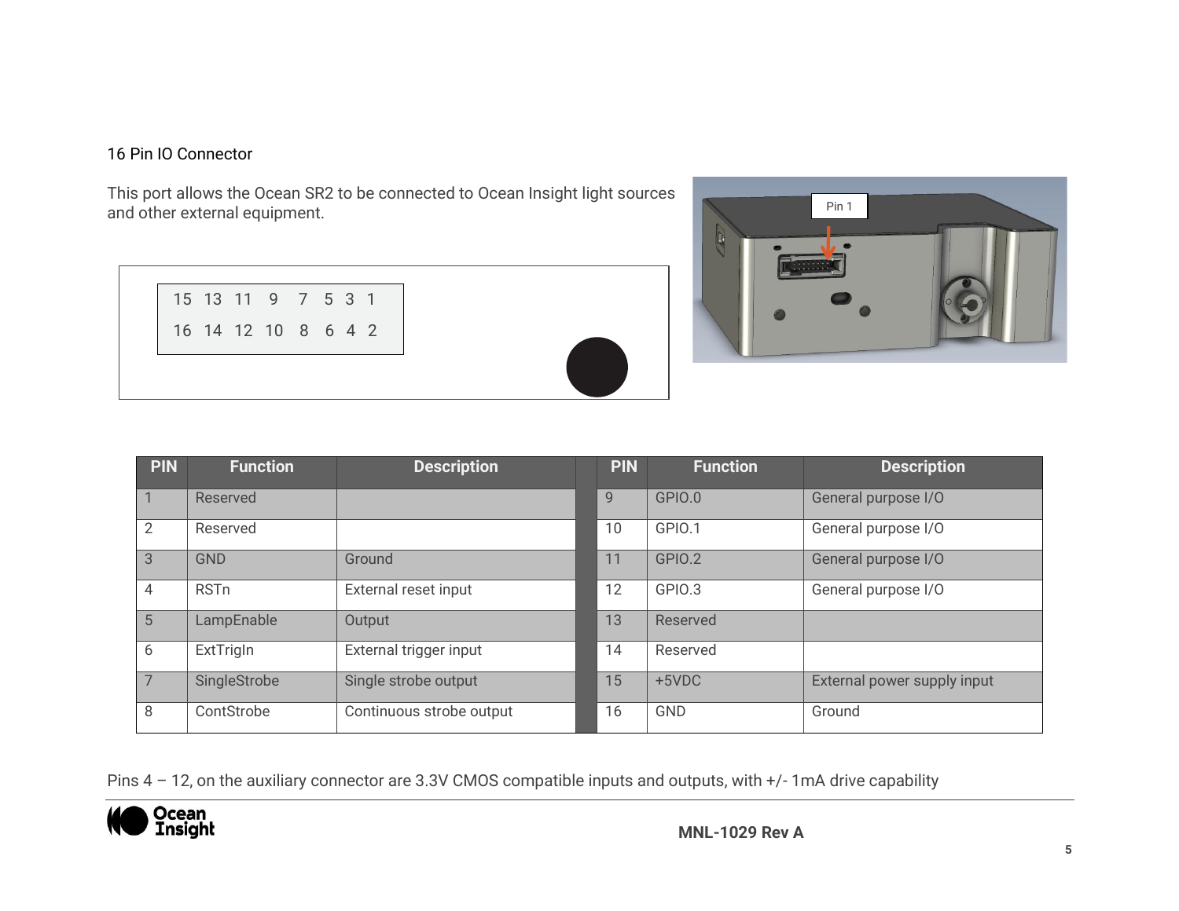## 16 Pin IO Connector

This port allows the Ocean SR2 to be connected to Ocean Insight light sources and other external equipment.

| 15 | 13 | 11 | 9 | 7 | 5 | 3 | 1 |
|---|---|---|---|---|---|---|---|
| 16 | 14 | 12 | 10 | 8 | 6 | 4 | 2 |

Pin 1

| PIN | Function | Description | PIN | Function | Description |
|---|---|---|---|---|---|
| 1 | Reserved | | 9 | GPIO.0 | General purpose I/O |
| 2 | Reserved | | 10 | GPIO.1 | General purpose I/O |
| 3 | GND | Ground | 11 | GPIO.2 | General purpose I/O |
| 4 | RSTn | External reset input | 12 | GPIO.3 | General purpose I/O |
| 5 | LampEnable | Output | 13 | Reserved | |
| 6 | ExtTrigIn | External trigger input | 14 | Reserved | |
| 7 | SingleStrobe | Single strobe output | 15 | +5VDC | External power supply input |
| 8 | ContStrobe | Continuous strobe output | 16 | GND | Ground |

Pins 4 – 12, on the auxiliary connector are 3.3V CMOS compatible inputs and outputs, with +/- 1mA drive capability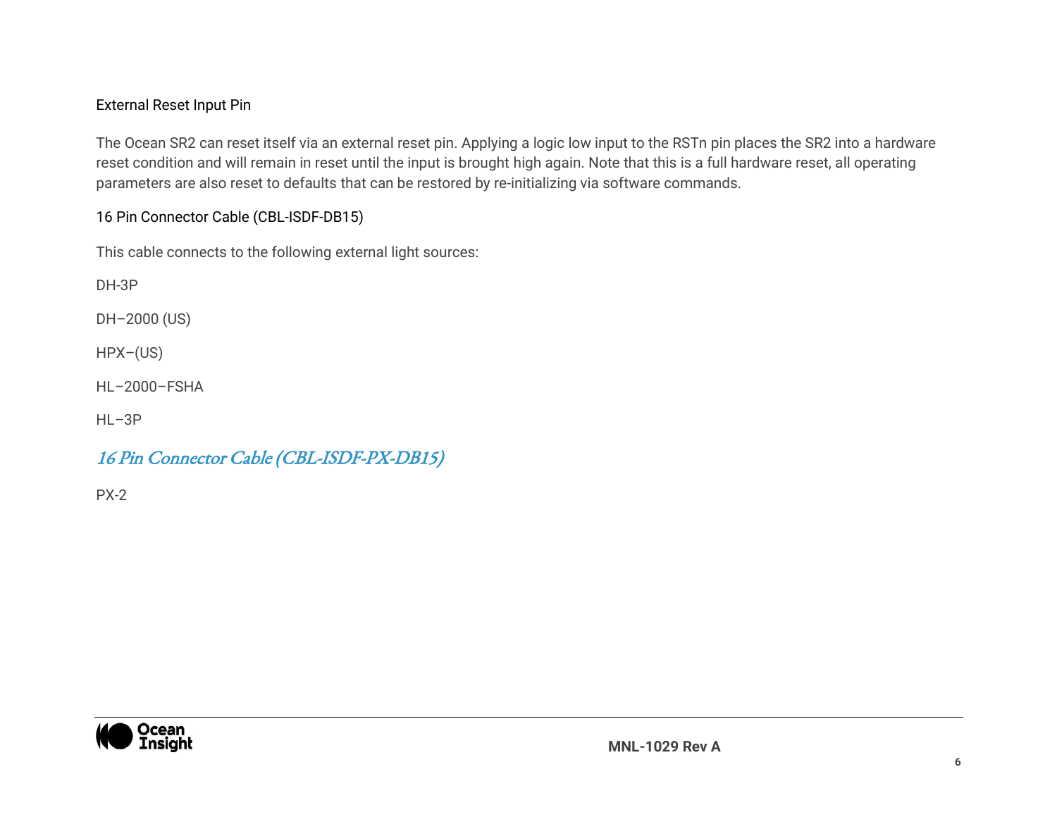### External Reset Input Pin

The Ocean SR2 can reset itself via an external reset pin. Applying a logic low input to the RSTn pin places the SR2 into a hardware reset condition and will remain in reset until the input is brought high again. Note that this is a full hardware reset, all operating parameters are also reset to defaults that can be restored by re-initializing via software commands.

### 16 Pin Connector Cable (CBL-ISDF-DB15)

This cable connects to the following external light sources:

DH-3P

DH–2000 (US)

HPX–(US)

HL–2000–FSHA

HL–3P

### *16 Pin Connector Cable (CBL-ISDF-PX-DB15)*

PX-2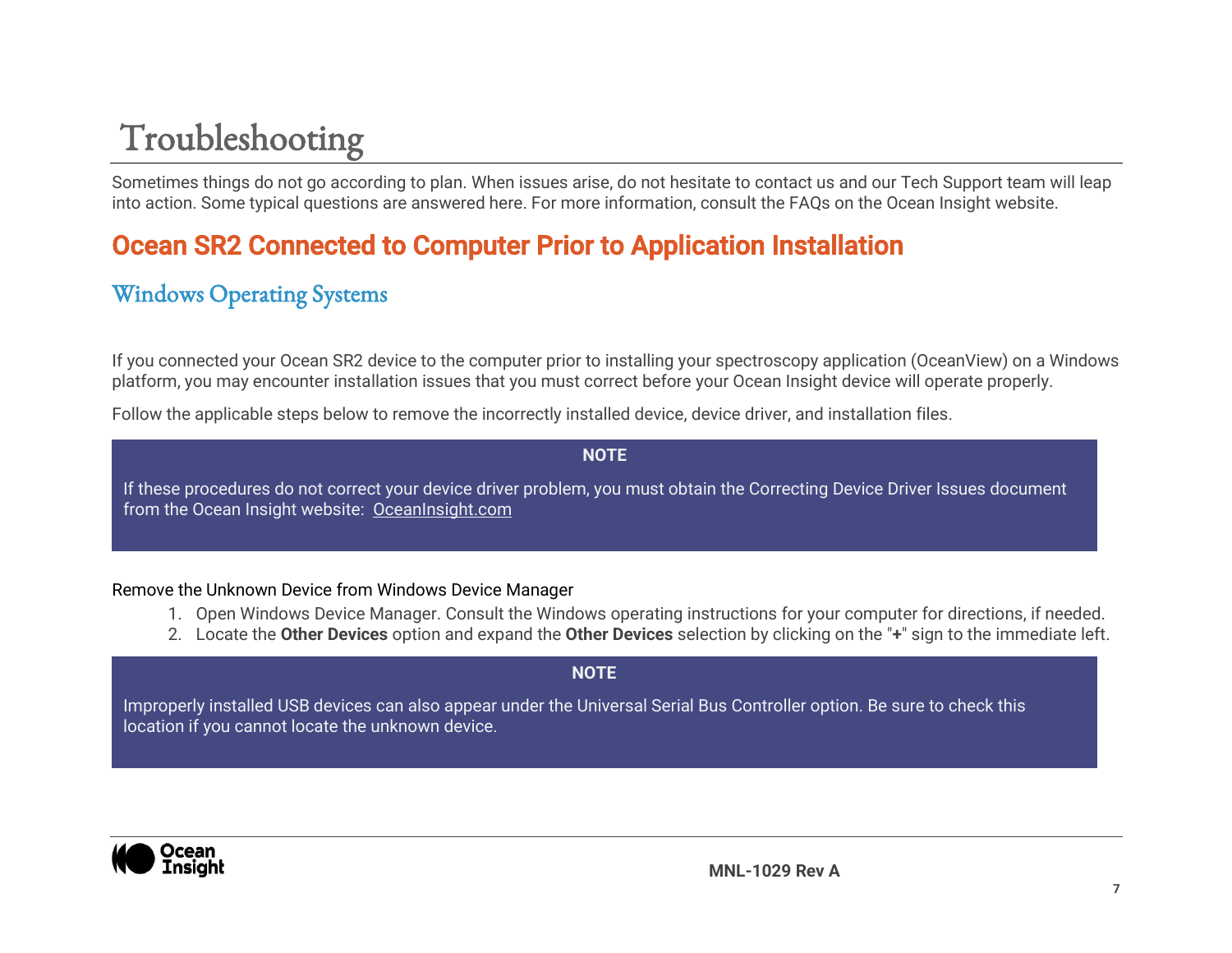# Troubleshooting

Sometimes things do not go according to plan. When issues arise, do not hesitate to contact us and our Tech Support team will leap into action. Some typical questions are answered here. For more information, consult the FAQs on the Ocean Insight website.

## Ocean SR2 Connected to Computer Prior to Application Installation

### Windows Operating Systems

If you connected your Ocean SR2 device to the computer prior to installing your spectroscopy application (OceanView) on a Windows platform, you may encounter installation issues that you must correct before your Ocean Insight device will operate properly.

Follow the applicable steps below to remove the incorrectly installed device, device driver, and installation files.

> **NOTE**
>
> If these procedures do not correct your device driver problem, you must obtain the Correcting Device Driver Issues document from the Ocean Insight website: OceanInsight.com

Remove the Unknown Device from Windows Device Manager

1. Open Windows Device Manager. Consult the Windows operating instructions for your computer for directions, if needed.
2. Locate the **Other Devices** option and expand the **Other Devices** selection by clicking on the "**+**" sign to the immediate left.

> **NOTE**
>
> Improperly installed USB devices can also appear under the Universal Serial Bus Controller option. Be sure to check this location if you cannot locate the unknown device.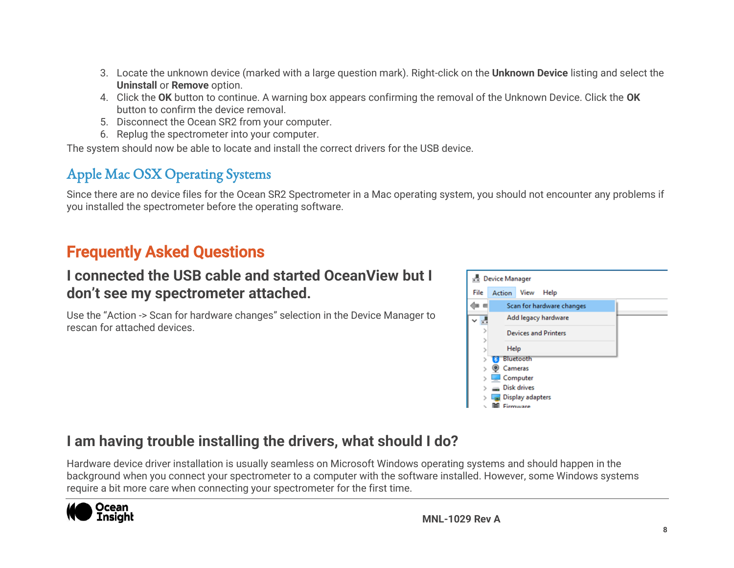3. Locate the unknown device (marked with a large question mark). Right-click on the **Unknown Device** listing and select the **Uninstall** or **Remove** option.
4. Click the **OK** button to continue. A warning box appears confirming the removal of the Unknown Device. Click the **OK** button to confirm the device removal.
5. Disconnect the Ocean SR2 from your computer.
6. Replug the spectrometer into your computer.

The system should now be able to locate and install the correct drivers for the USB device.

## Apple Mac OSX Operating Systems

Since there are no device files for the Ocean SR2 Spectrometer in a Mac operating system, you should not encounter any problems if you installed the spectrometer before the operating software.

# Frequently Asked Questions

### I connected the USB cable and started OceanView but I don't see my spectrometer attached.

Use the "Action -> Scan for hardware changes" selection in the Device Manager to rescan for attached devices.

### I am having trouble installing the drivers, what should I do?

Hardware device driver installation is usually seamless on Microsoft Windows operating systems and should happen in the background when you connect your spectrometer to a computer with the software installed. However, some Windows systems require a bit more care when connecting your spectrometer for the first time.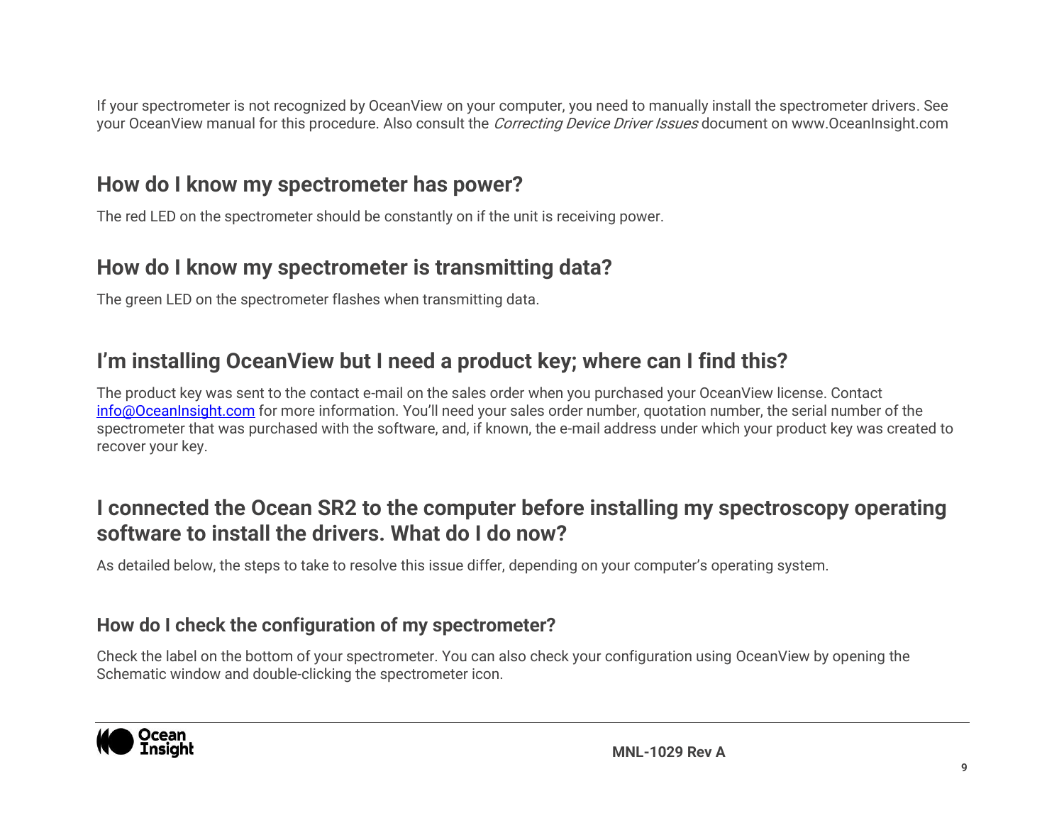If your spectrometer is not recognized by OceanView on your computer, you need to manually install the spectrometer drivers. See your OceanView manual for this procedure. Also consult the *Correcting Device Driver Issues* document on www.OceanInsight.com

## How do I know my spectrometer has power?

The red LED on the spectrometer should be constantly on if the unit is receiving power.

## How do I know my spectrometer is transmitting data?

The green LED on the spectrometer flashes when transmitting data.

## I'm installing OceanView but I need a product key; where can I find this?

The product key was sent to the contact e-mail on the sales order when you purchased your OceanView license. Contact info@OceanInsight.com for more information. You'll need your sales order number, quotation number, the serial number of the spectrometer that was purchased with the software, and, if known, the e-mail address under which your product key was created to recover your key.

## I connected the Ocean SR2 to the computer before installing my spectroscopy operating software to install the drivers. What do I do now?

As detailed below, the steps to take to resolve this issue differ, depending on your computer's operating system.

### How do I check the configuration of my spectrometer?

Check the label on the bottom of your spectrometer. You can also check your configuration using OceanView by opening the Schematic window and double-clicking the spectrometer icon.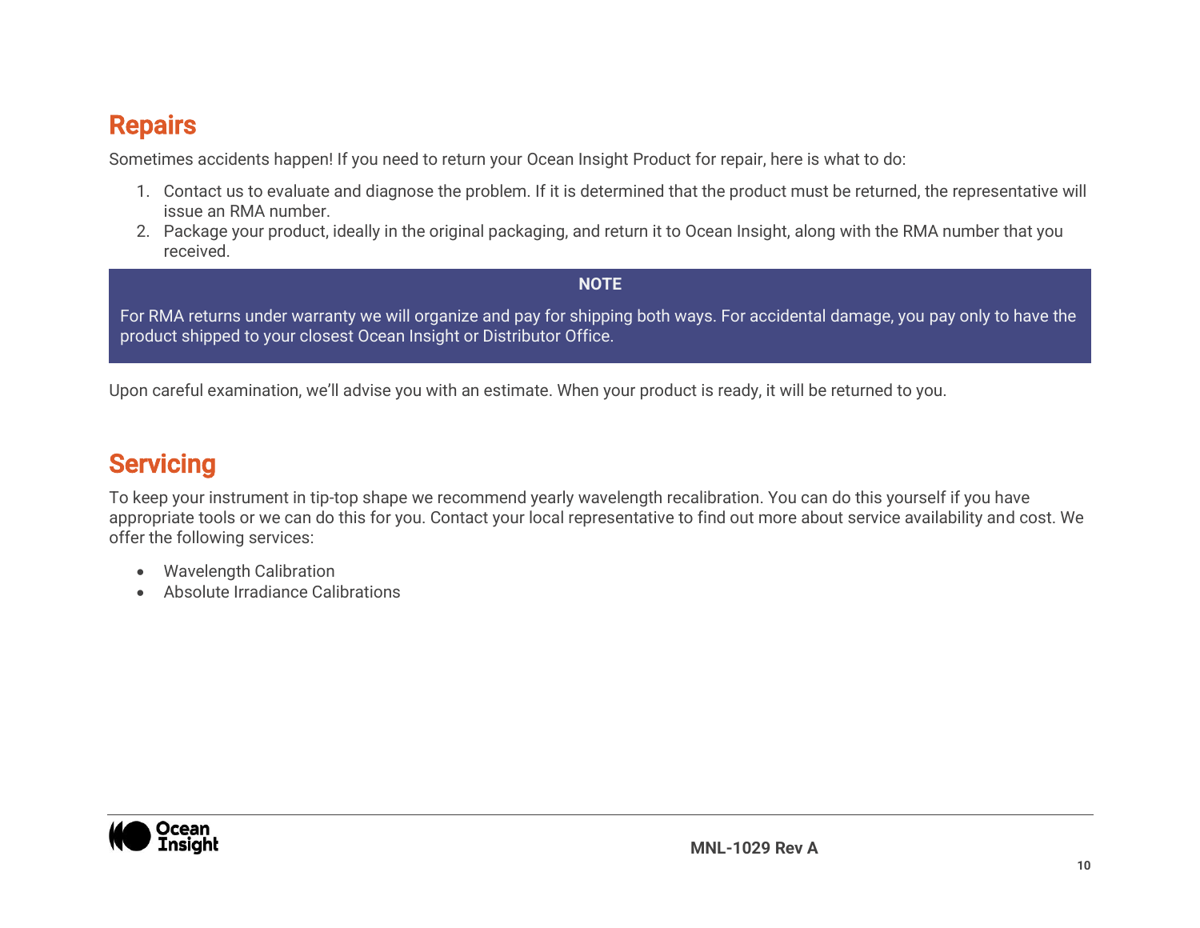## Repairs

Sometimes accidents happen! If you need to return your Ocean Insight Product for repair, here is what to do:

1. Contact us to evaluate and diagnose the problem. If it is determined that the product must be returned, the representative will issue an RMA number.
2. Package your product, ideally in the original packaging, and return it to Ocean Insight, along with the RMA number that you received.

> **NOTE**
>
> For RMA returns under warranty we will organize and pay for shipping both ways. For accidental damage, you pay only to have the product shipped to your closest Ocean Insight or Distributor Office.

Upon careful examination, we'll advise you with an estimate. When your product is ready, it will be returned to you.

## Servicing

To keep your instrument in tip-top shape we recommend yearly wavelength recalibration. You can do this yourself if you have appropriate tools or we can do this for you. Contact your local representative to find out more about service availability and cost. We offer the following services:

- Wavelength Calibration
- Absolute Irradiance Calibrations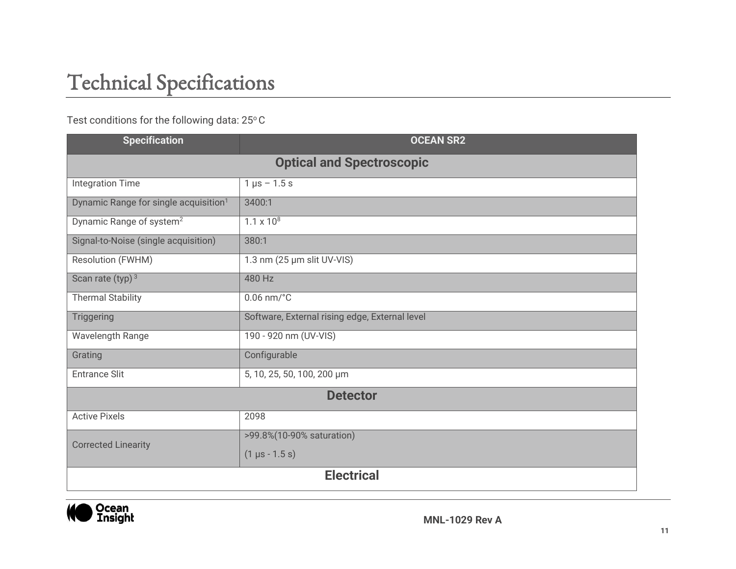# Technical Specifications

Test conditions for the following data: 25° C

| Specification | OCEAN SR2 |
| --- | --- |
| **Optical and Spectroscopic** | |
| Integration Time | 1 µs – 1.5 s |
| Dynamic Range for single acquisition[1] | 3400:1 |
| Dynamic Range of system[2] | $1.1 \times 10^8$ |
| Signal-to-Noise (single acquisition) | 380:1 |
| Resolution (FWHM) | 1.3 nm (25 µm slit UV-VIS) |
| Scan rate (typ) [3] | 480 Hz |
| Thermal Stability | 0.06 nm/°C |
| Triggering | Software, External rising edge, External level |
| Wavelength Range | 190 - 920 nm (UV-VIS) |
| Grating | Configurable |
| Entrance Slit | 5, 10, 25, 50, 100, 200 µm |
| **Detector** | |
| Active Pixels | 2098 |
| Corrected Linearity | >99.8%(10-90% saturation) (1 µs - 1.5 s) |
| **Electrical** | |

MNL-1029 Rev A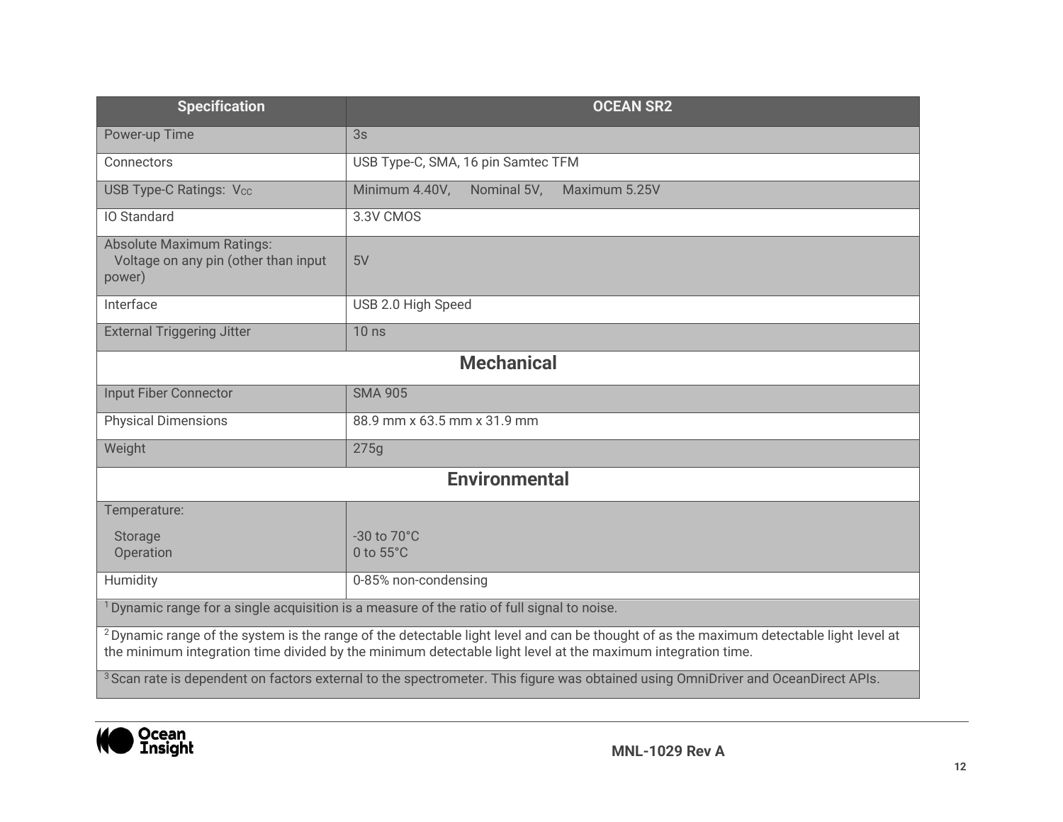| Specification | OCEAN SR2 |
| --- | --- |
| Power-up Time | 3s |
| Connectors | USB Type-C, SMA, 16 pin Samtec TFM |
| USB Type-C Ratings: $V_{CC}$ | Minimum 4.40V, Nominal 5V, Maximum 5.25V |
| IO Standard | 3.3V CMOS |
| Absolute Maximum Ratings: Voltage on any pin (other than input power) | 5V |
| Interface | USB 2.0 High Speed |
| External Triggering Jitter | 10 ns |
| **Mechanical** | |
| Input Fiber Connector | SMA 905 |
| Physical Dimensions | 88.9 mm x 63.5 mm x 31.9 mm |
| Weight | 275g |
| **Environmental** | |
| Temperature: Storage / Operation | -30 to 70°C / 0 to 55°C |
| Humidity | 0-85% non-condensing |

[1] Dynamic range for a single acquisition is a measure of the ratio of full signal to noise.

[2] Dynamic range of the system is the range of the detectable light level and can be thought of as the maximum detectable light level at the minimum integration time divided by the minimum detectable light level at the maximum integration time.

[3] Scan rate is dependent on factors external to the spectrometer. This figure was obtained using OmniDriver and OceanDirect APIs.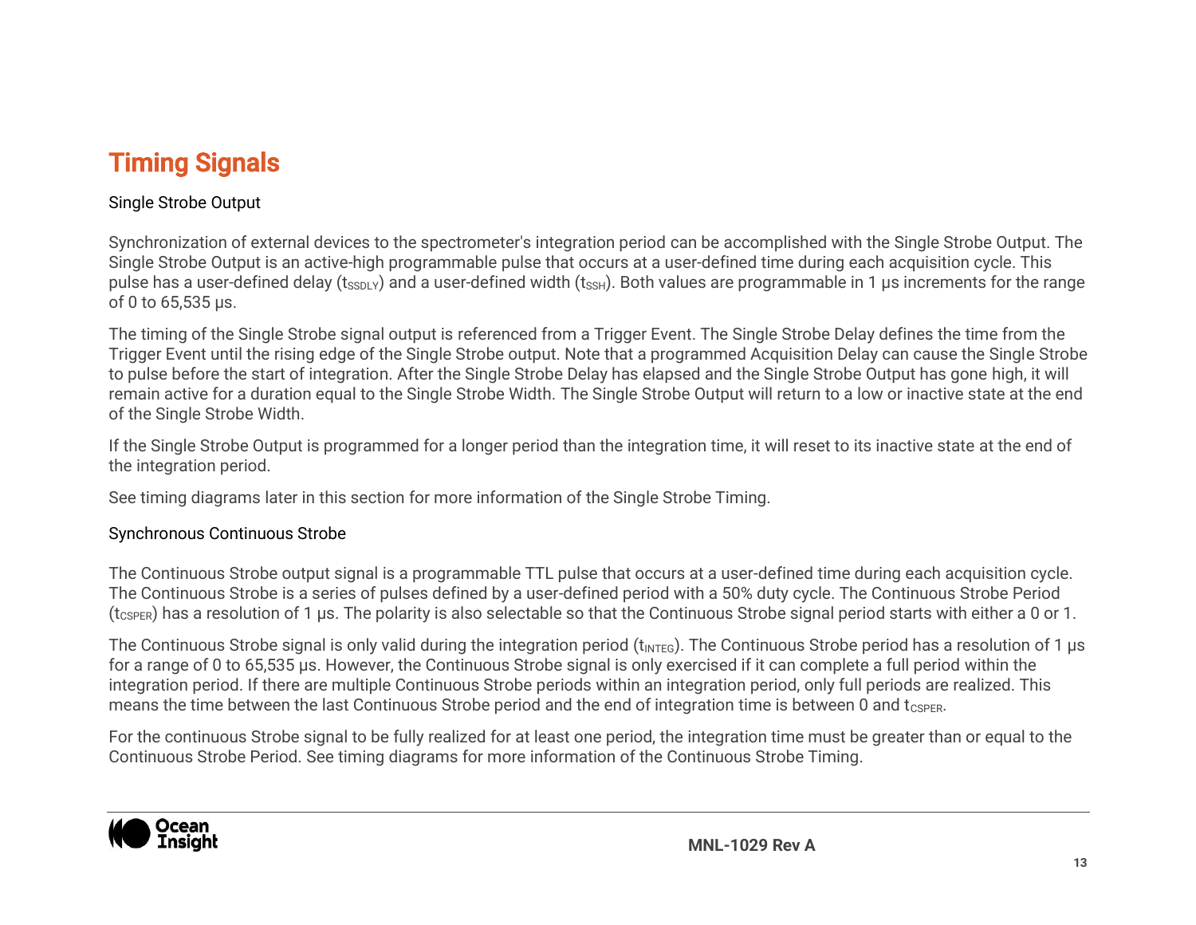# Timing Signals

### Single Strobe Output

Synchronization of external devices to the spectrometer's integration period can be accomplished with the Single Strobe Output. The Single Strobe Output is an active-high programmable pulse that occurs at a user-defined time during each acquisition cycle. This pulse has a user-defined delay ($t_{SSDLY}$) and a user-defined width ($t_{SSH}$). Both values are programmable in 1 µs increments for the range of 0 to 65,535 µs.

The timing of the Single Strobe signal output is referenced from a Trigger Event. The Single Strobe Delay defines the time from the Trigger Event until the rising edge of the Single Strobe output. Note that a programmed Acquisition Delay can cause the Single Strobe to pulse before the start of integration. After the Single Strobe Delay has elapsed and the Single Strobe Output has gone high, it will remain active for a duration equal to the Single Strobe Width. The Single Strobe Output will return to a low or inactive state at the end of the Single Strobe Width.

If the Single Strobe Output is programmed for a longer period than the integration time, it will reset to its inactive state at the end of the integration period.

See timing diagrams later in this section for more information of the Single Strobe Timing.

### Synchronous Continuous Strobe

The Continuous Strobe output signal is a programmable TTL pulse that occurs at a user-defined time during each acquisition cycle. The Continuous Strobe is a series of pulses defined by a user-defined period with a 50% duty cycle. The Continuous Strobe Period ($t_{CSPER}$) has a resolution of 1 µs. The polarity is also selectable so that the Continuous Strobe signal period starts with either a 0 or 1.

The Continuous Strobe signal is only valid during the integration period ($t_{INTEG}$). The Continuous Strobe period has a resolution of 1 µs for a range of 0 to 65,535 µs. However, the Continuous Strobe signal is only exercised if it can complete a full period within the integration period. If there are multiple Continuous Strobe periods within an integration period, only full periods are realized. This means the time between the last Continuous Strobe period and the end of integration time is between 0 and $t_{CSPER}$.

For the continuous Strobe signal to be fully realized for at least one period, the integration time must be greater than or equal to the Continuous Strobe Period. See timing diagrams for more information of the Continuous Strobe Timing.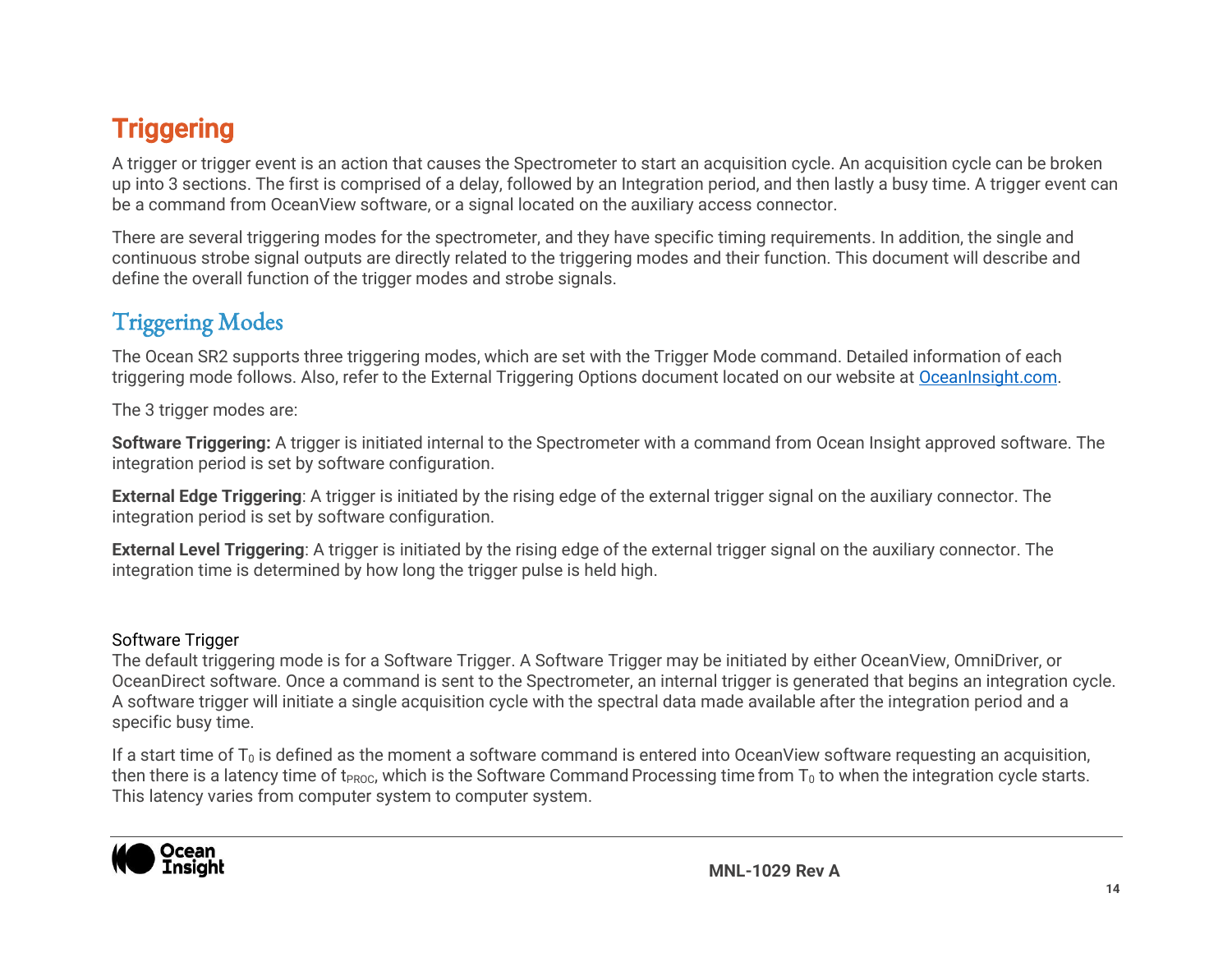# Triggering

A trigger or trigger event is an action that causes the Spectrometer to start an acquisition cycle. An acquisition cycle can be broken up into 3 sections. The first is comprised of a delay, followed by an Integration period, and then lastly a busy time. A trigger event can be a command from OceanView software, or a signal located on the auxiliary access connector.

There are several triggering modes for the spectrometer, and they have specific timing requirements. In addition, the single and continuous strobe signal outputs are directly related to the triggering modes and their function. This document will describe and define the overall function of the trigger modes and strobe signals.

## Triggering Modes

The Ocean SR2 supports three triggering modes, which are set with the Trigger Mode command. Detailed information of each triggering mode follows. Also, refer to the External Triggering Options document located on our website at [OceanInsight.com](OceanInsight.com).

The 3 trigger modes are:

**Software Triggering:** A trigger is initiated internal to the Spectrometer with a command from Ocean Insight approved software. The integration period is set by software configuration.

**External Edge Triggering**: A trigger is initiated by the rising edge of the external trigger signal on the auxiliary connector. The integration period is set by software configuration.

**External Level Triggering**: A trigger is initiated by the rising edge of the external trigger signal on the auxiliary connector. The integration time is determined by how long the trigger pulse is held high.

### Software Trigger

The default triggering mode is for a Software Trigger. A Software Trigger may be initiated by either OceanView, OmniDriver, or OceanDirect software. Once a command is sent to the Spectrometer, an internal trigger is generated that begins an integration cycle. A software trigger will initiate a single acquisition cycle with the spectral data made available after the integration period and a specific busy time.

If a start time of $T_0$ is defined as the moment a software command is entered into OceanView software requesting an acquisition, then there is a latency time of $t_{PROC}$, which is the Software Command Processing time from $T_0$ to when the integration cycle starts. This latency varies from computer system to computer system.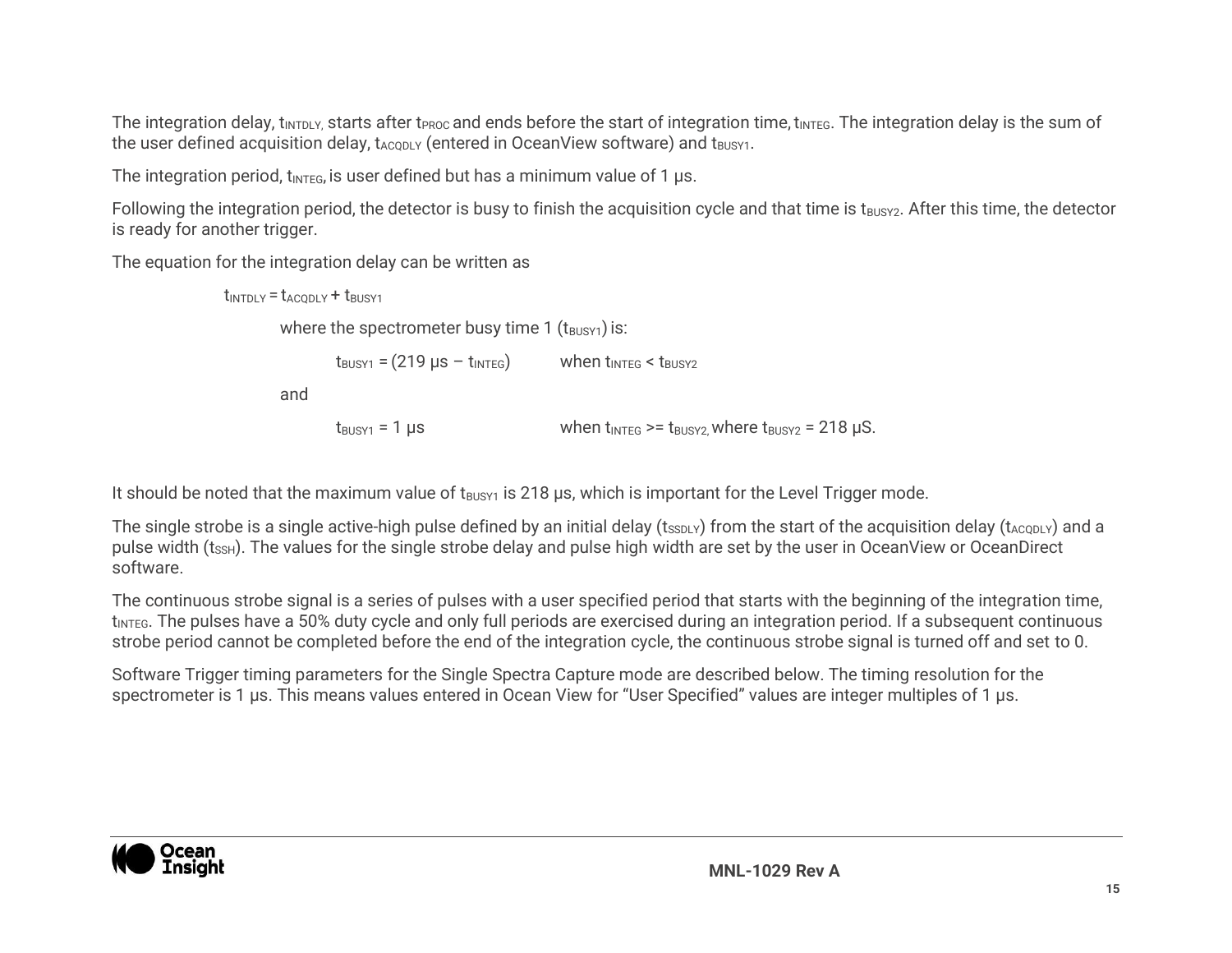The integration delay, $t_{INTDLY,}$ starts after $t_{PROC}$ and ends before the start of integration time, $t_{INTEG}$. The integration delay is the sum of the user defined acquisition delay, $t_{ACQDLY}$ (entered in OceanView software) and $t_{BUSY1}$.

The integration period, $t_{INTEG}$, is user defined but has a minimum value of 1 µs.

Following the integration period, the detector is busy to finish the acquisition cycle and that time is $t_{BUSY2}$. After this time, the detector is ready for another trigger.

The equation for the integration delay can be written as

$$t_{INTDLY} = t_{ACQDLY} + t_{BUSY1}$$

where the spectrometer busy time 1 ($t_{BUSY1}$) is:

$$t_{BUSY1} = (219\ \mu s - t_{INTEG}) \qquad \text{when } t_{INTEG} < t_{BUSY2}$$

and

$$t_{BUSY1} = 1\ \mu s \qquad \text{when } t_{INTEG} >= t_{BUSY2,} \text{ where } t_{BUSY2} = 218\ \mu S.$$

It should be noted that the maximum value of $t_{BUSY1}$ is 218 µs, which is important for the Level Trigger mode.

The single strobe is a single active-high pulse defined by an initial delay ($t_{SSDLY}$) from the start of the acquisition delay ($t_{ACQDLY}$) and a pulse width ($t_{SSH}$). The values for the single strobe delay and pulse high width are set by the user in OceanView or OceanDirect software.

The continuous strobe signal is a series of pulses with a user specified period that starts with the beginning of the integration time, $t_{INTEG}$. The pulses have a 50% duty cycle and only full periods are exercised during an integration period. If a subsequent continuous strobe period cannot be completed before the end of the integration cycle, the continuous strobe signal is turned off and set to 0.

Software Trigger timing parameters for the Single Spectra Capture mode are described below. The timing resolution for the spectrometer is 1 µs. This means values entered in Ocean View for “User Specified” values are integer multiples of 1 µs.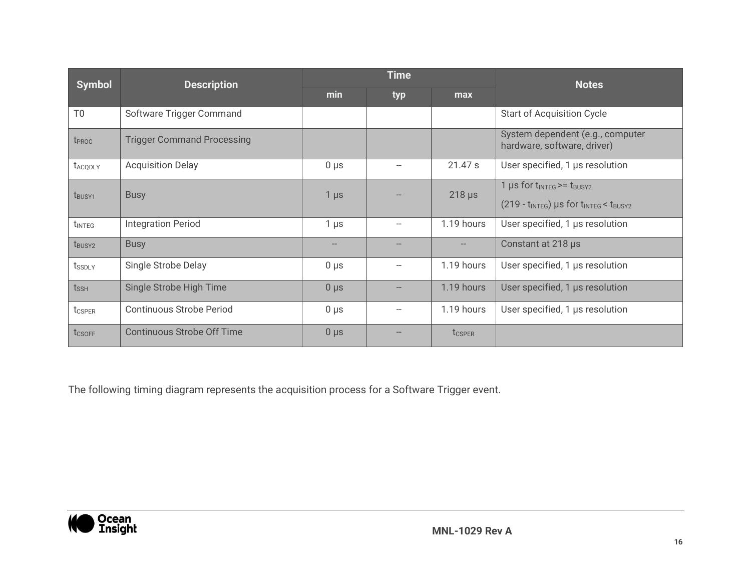| Symbol | Description | Time | | | Notes |
|---|---|---|---|---|---|
| | | min | typ | max | |
| T0 | Software Trigger Command | | | | Start of Acquisition Cycle |
| $t_{PROC}$ | Trigger Command Processing | | | | System dependent (e.g., computer hardware, software, driver) |
| $t_{ACQDLY}$ | Acquisition Delay | 0 µs | -- | 21.47 s | User specified, 1 µs resolution |
| $t_{BUSY1}$ | Busy | 1 µs | -- | 218 µs | 1 µs for $t_{INTEG}$ >= $t_{BUSY2}$ <br> (219 - $t_{INTEG}$) µs for $t_{INTEG}$ < $t_{BUSY2}$ |
| $t_{INTEG}$ | Integration Period | 1 µs | -- | 1.19 hours | User specified, 1 µs resolution |
| $t_{BUSY2}$ | Busy | -- | -- | -- | Constant at 218 µs |
| $t_{SSDLY}$ | Single Strobe Delay | 0 µs | -- | 1.19 hours | User specified, 1 µs resolution |
| $t_{SSH}$ | Single Strobe High Time | 0 µs | -- | 1.19 hours | User specified, 1 µs resolution |
| $t_{CSPER}$ | Continuous Strobe Period | 0 µs | -- | 1.19 hours | User specified, 1 µs resolution |
| $t_{CSOFF}$ | Continuous Strobe Off Time | 0 µs | -- | $t_{CSPER}$ | |

The following timing diagram represents the acquisition process for a Software Trigger event.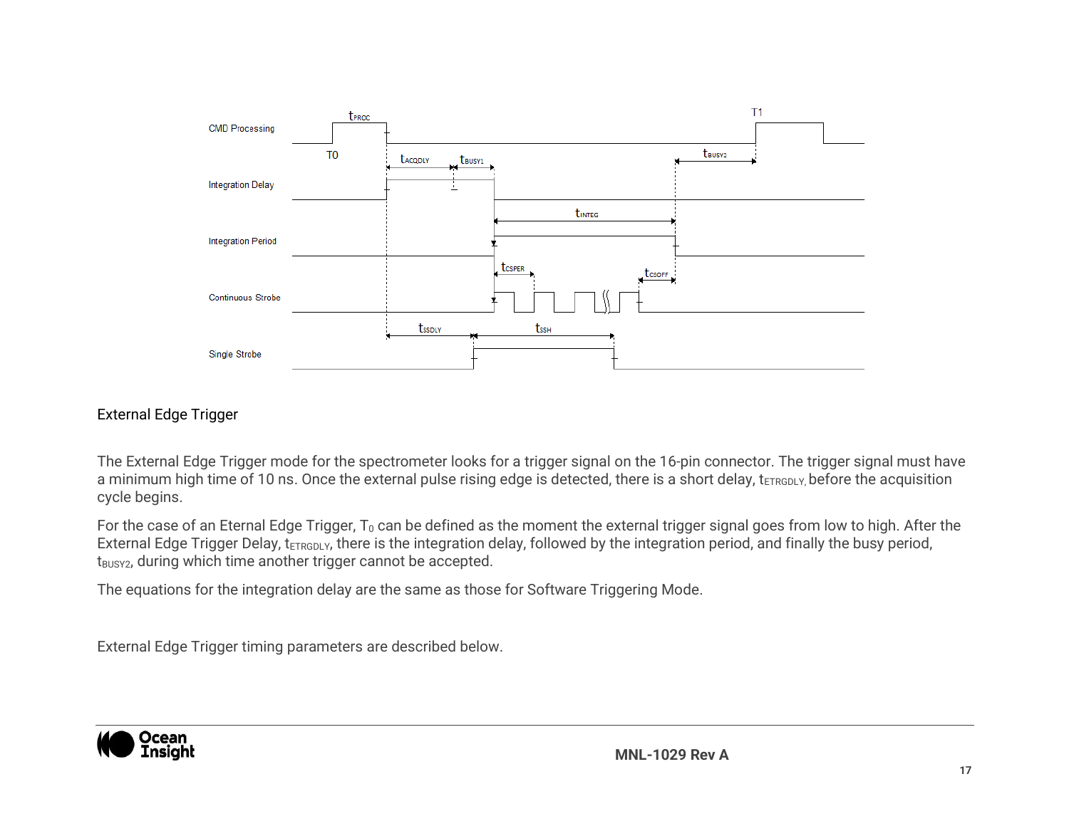## External Edge Trigger

The External Edge Trigger mode for the spectrometer looks for a trigger signal on the 16-pin connector. The trigger signal must have a minimum high time of 10 ns. Once the external pulse rising edge is detected, there is a short delay, $t_{ETRGDLY}$, before the acquisition cycle begins.

For the case of an Eternal Edge Trigger, $T_0$ can be defined as the moment the external trigger signal goes from low to high. After the External Edge Trigger Delay, $t_{ETRGDLY}$, there is the integration delay, followed by the integration period, and finally the busy period, $t_{BUSY2}$, during which time another trigger cannot be accepted.

The equations for the integration delay are the same as those for Software Triggering Mode.

External Edge Trigger timing parameters are described below.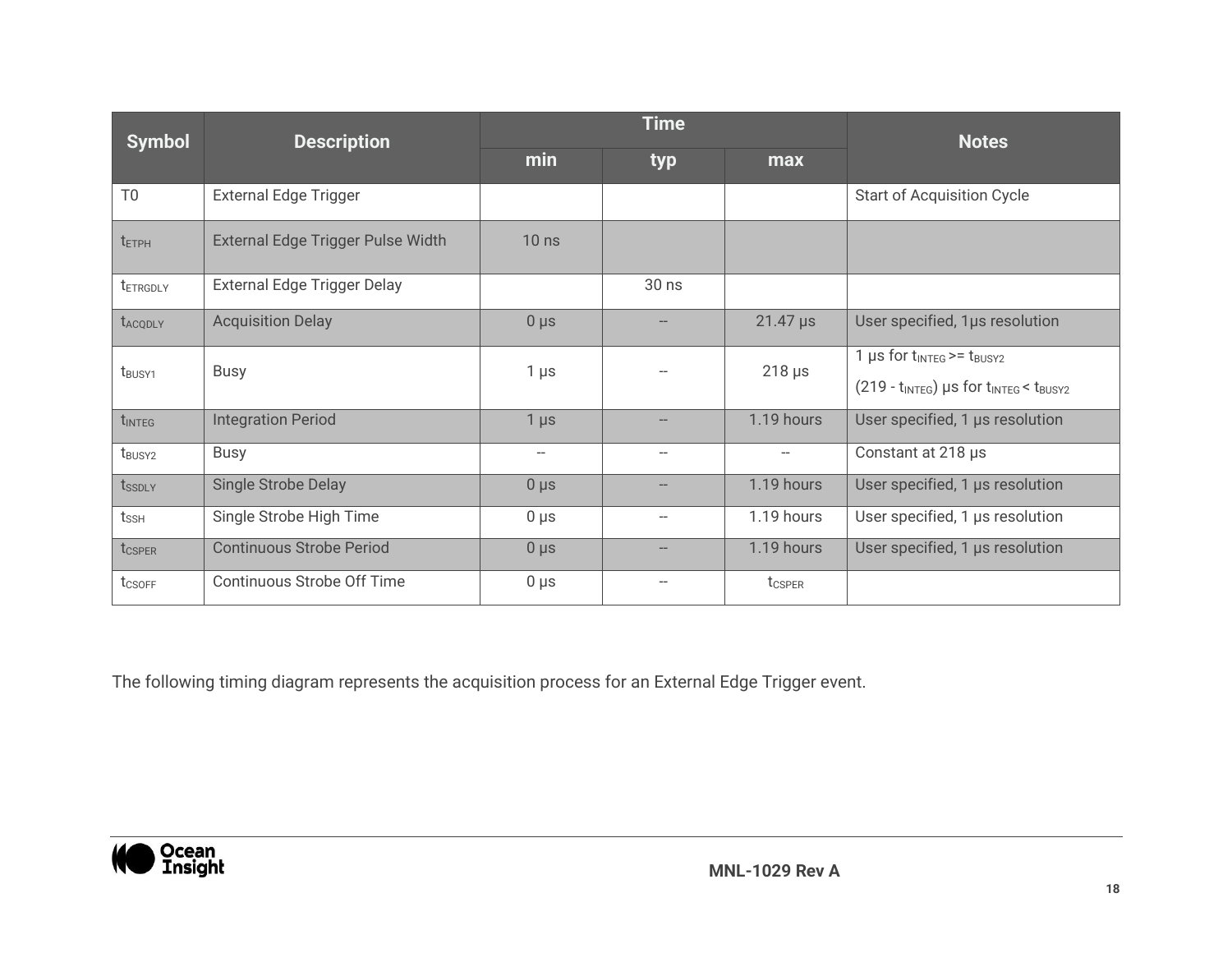| Symbol | Description | Time | | | Notes |
|---|---|---|---|---|---|
| | | min | typ | max | |
| T0 | External Edge Trigger | | | | Start of Acquisition Cycle |
| $t_{ETPH}$ | External Edge Trigger Pulse Width | 10 ns | | | |
| $t_{ETRGDLY}$ | External Edge Trigger Delay | | 30 ns | | |
| $t_{ACQDLY}$ | Acquisition Delay | 0 µs | -- | 21.47 µs | User specified, 1µs resolution |
| $t_{BUSY1}$ | Busy | 1 µs | -- | 218 µs | 1 µs for $t_{INTEG} >= t_{BUSY2}$ (219 - $t_{INTEG}$) µs for $t_{INTEG} < t_{BUSY2}$ |
| $t_{INTEG}$ | Integration Period | 1 µs | -- | 1.19 hours | User specified, 1 µs resolution |
| $t_{BUSY2}$ | Busy | -- | -- | -- | Constant at 218 µs |
| $t_{SSDLY}$ | Single Strobe Delay | 0 µs | -- | 1.19 hours | User specified, 1 µs resolution |
| $t_{SSH}$ | Single Strobe High Time | 0 µs | -- | 1.19 hours | User specified, 1 µs resolution |
| $t_{CSPER}$ | Continuous Strobe Period | 0 µs | -- | 1.19 hours | User specified, 1 µs resolution |
| $t_{CSOFF}$ | Continuous Strobe Off Time | 0 µs | -- | $t_{CSPER}$ | |

The following timing diagram represents the acquisition process for an External Edge Trigger event.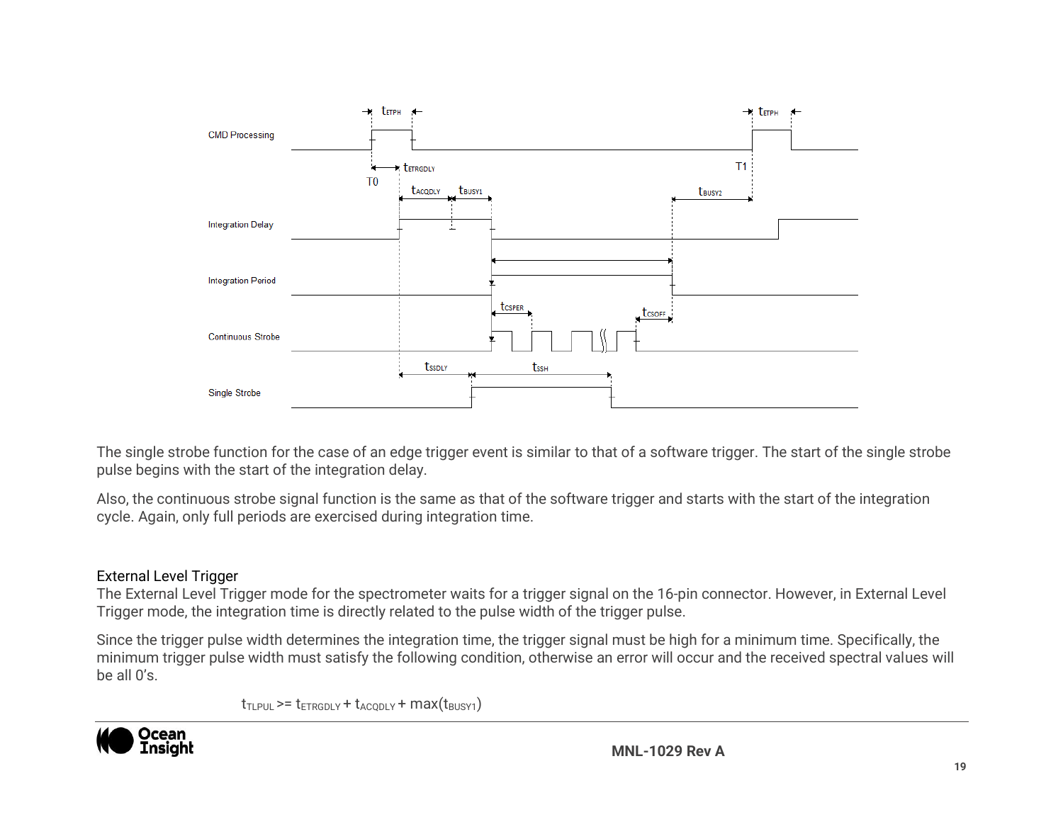The single strobe function for the case of an edge trigger event is similar to that of a software trigger. The start of the single strobe pulse begins with the start of the integration delay.

Also, the continuous strobe signal function is the same as that of the software trigger and starts with the start of the integration cycle. Again, only full periods are exercised during integration time.

### External Level Trigger

The External Level Trigger mode for the spectrometer waits for a trigger signal on the 16-pin connector. However, in External Level Trigger mode, the integration time is directly related to the pulse width of the trigger pulse.

Since the trigger pulse width determines the integration time, the trigger signal must be high for a minimum time. Specifically, the minimum trigger pulse width must satisfy the following condition, otherwise an error will occur and the received spectral values will be all 0's.

$$t_{TLPUL} >= t_{ETRGDLY} + t_{ACQDLY} + \max(t_{BUSY1})$$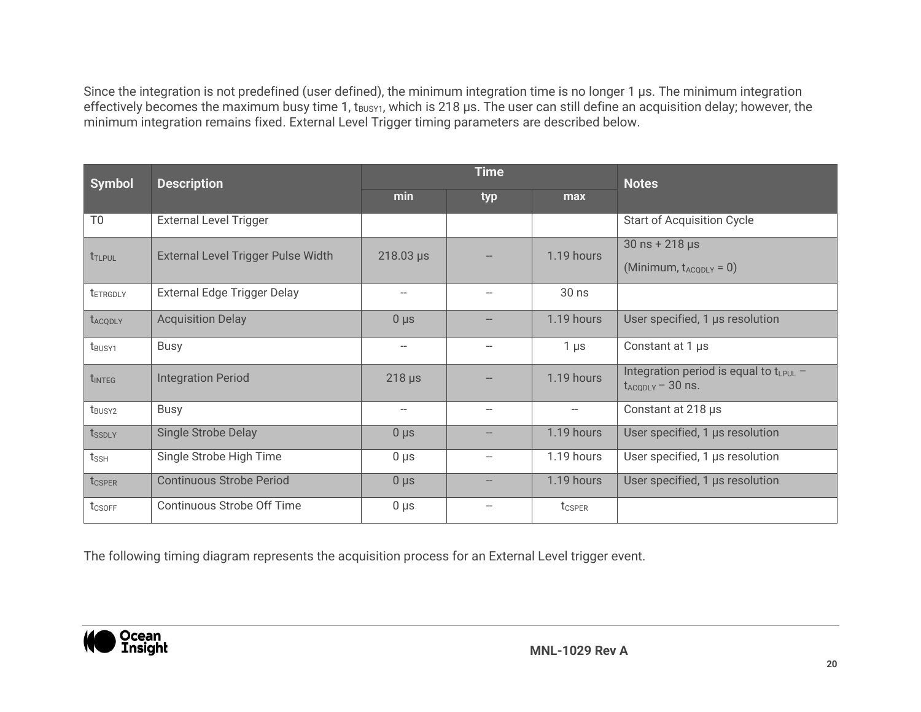Since the integration is not predefined (user defined), the minimum integration time is no longer 1 µs. The minimum integration effectively becomes the maximum busy time 1, $t_{BUSY1}$, which is 218 µs. The user can still define an acquisition delay; however, the minimum integration remains fixed. External Level Trigger timing parameters are described below.

| Symbol | Description | Time | | | Notes |
|---|---|---|---|---|---|
| | | min | typ | max | |
| T0 | External Level Trigger | | | | Start of Acquisition Cycle |
| $t_{TLPUL}$ | External Level Trigger Pulse Width | 218.03 µs | -- | 1.19 hours | 30 ns + 218 µs (Minimum, $t_{ACQDLY}$ = 0) |
| $t_{ETRGDLY}$ | External Edge Trigger Delay | -- | -- | 30 ns | |
| $t_{ACQDLY}$ | Acquisition Delay | 0 µs | -- | 1.19 hours | User specified, 1 µs resolution |
| $t_{BUSY1}$ | Busy | -- | -- | 1 µs | Constant at 1 µs |
| $t_{INTEG}$ | Integration Period | 218 µs | -- | 1.19 hours | Integration period is equal to $t_{LPUL}$ – $t_{ACQDLY}$ – 30 ns. |
| $t_{BUSY2}$ | Busy | -- | -- | -- | Constant at 218 µs |
| $t_{SSDLY}$ | Single Strobe Delay | 0 µs | -- | 1.19 hours | User specified, 1 µs resolution |
| $t_{SSH}$ | Single Strobe High Time | 0 µs | -- | 1.19 hours | User specified, 1 µs resolution |
| $t_{CSPER}$ | Continuous Strobe Period | 0 µs | -- | 1.19 hours | User specified, 1 µs resolution |
| $t_{CSOFF}$ | Continuous Strobe Off Time | 0 µs | -- | $t_{CSPER}$ | |

The following timing diagram represents the acquisition process for an External Level trigger event.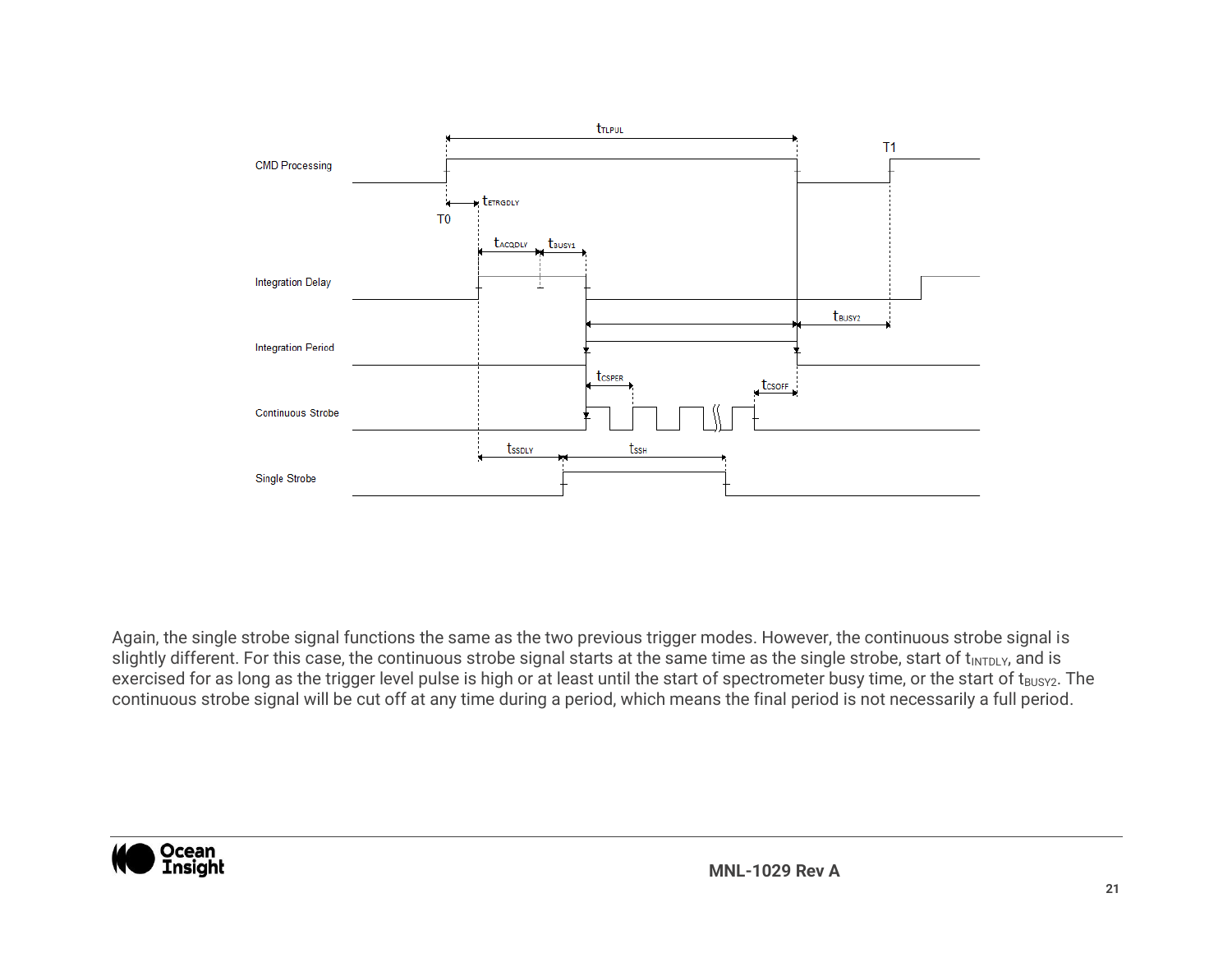Again, the single strobe signal functions the same as the two previous trigger modes. However, the continuous strobe signal is slightly different. For this case, the continuous strobe signal starts at the same time as the single strobe, start of $t_{INTDLY}$, and is exercised for as long as the trigger level pulse is high or at least until the start of spectrometer busy time, or the start of $t_{BUSY2}$. The continuous strobe signal will be cut off at any time during a period, which means the final period is not necessarily a full period.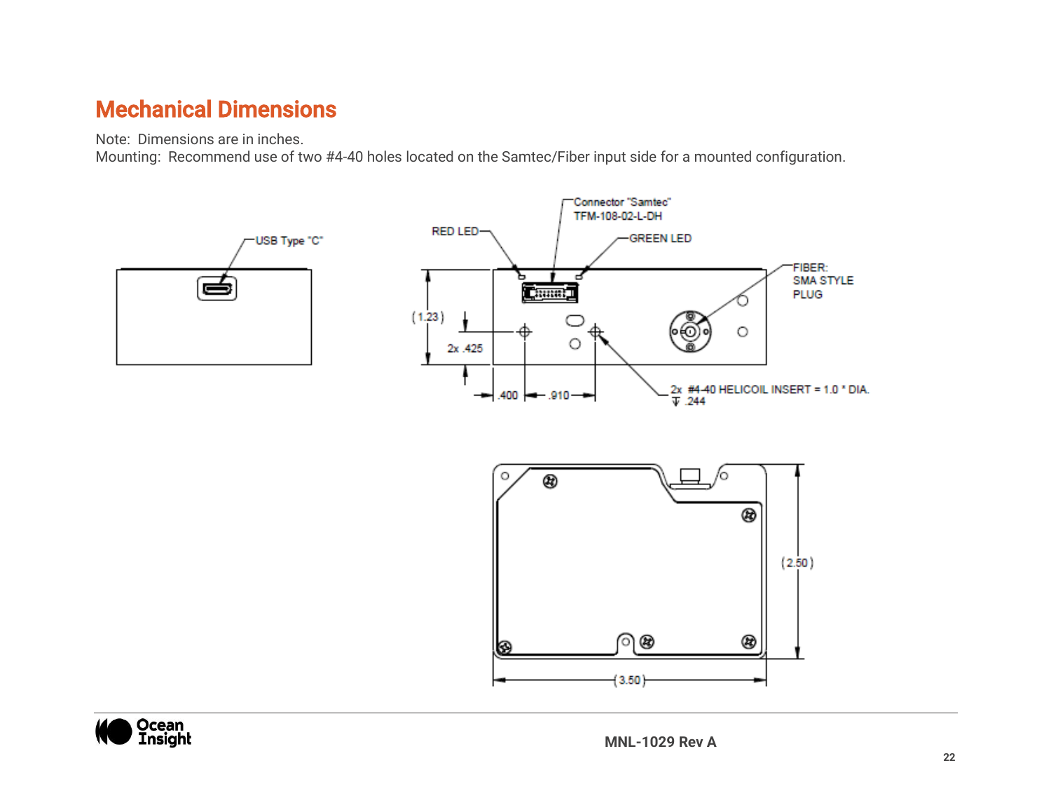# Mechanical Dimensions

Note: Dimensions are in inches.

Mounting: Recommend use of two #4-40 holes located on the Samtec/Fiber input side for a mounted configuration.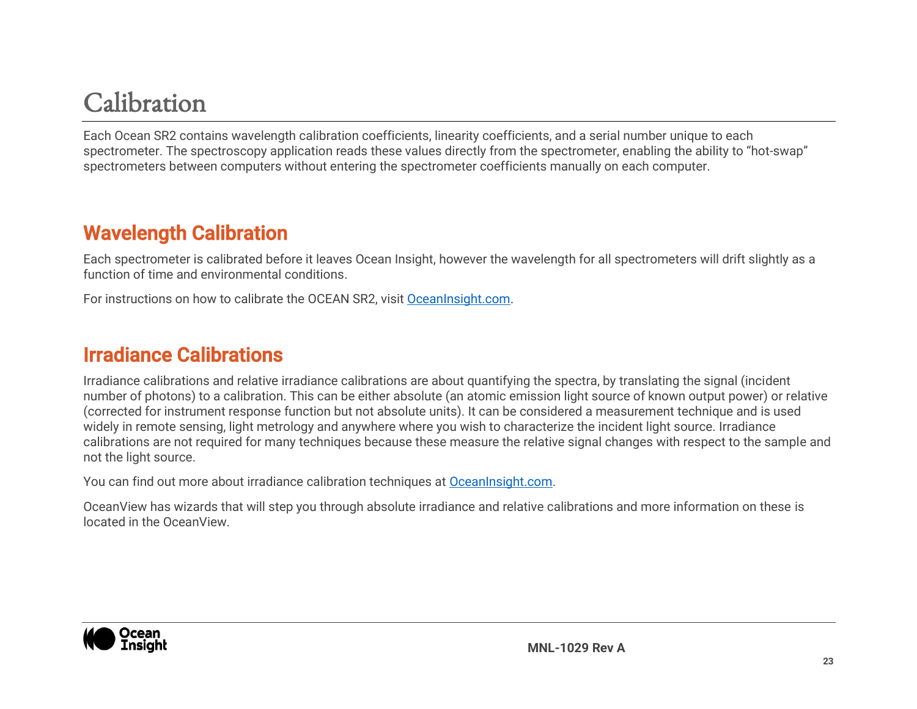# Calibration

Each Ocean SR2 contains wavelength calibration coefficients, linearity coefficients, and a serial number unique to each spectrometer. The spectroscopy application reads these values directly from the spectrometer, enabling the ability to “hot-swap” spectrometers between computers without entering the spectrometer coefficients manually on each computer.

## Wavelength Calibration

Each spectrometer is calibrated before it leaves Ocean Insight, however the wavelength for all spectrometers will drift slightly as a function of time and environmental conditions.

For instructions on how to calibrate the OCEAN SR2, visit OceanInsight.com.

## Irradiance Calibrations

Irradiance calibrations and relative irradiance calibrations are about quantifying the spectra, by translating the signal (incident number of photons) to a calibration. This can be either absolute (an atomic emission light source of known output power) or relative (corrected for instrument response function but not absolute units). It can be considered a measurement technique and is used widely in remote sensing, light metrology and anywhere where you wish to characterize the incident light source. Irradiance calibrations are not required for many techniques because these measure the relative signal changes with respect to the sample and not the light source.

You can find out more about irradiance calibration techniques at OceanInsight.com.

OceanView has wizards that will step you through absolute irradiance and relative calibrations and more information on these is located in the OceanView.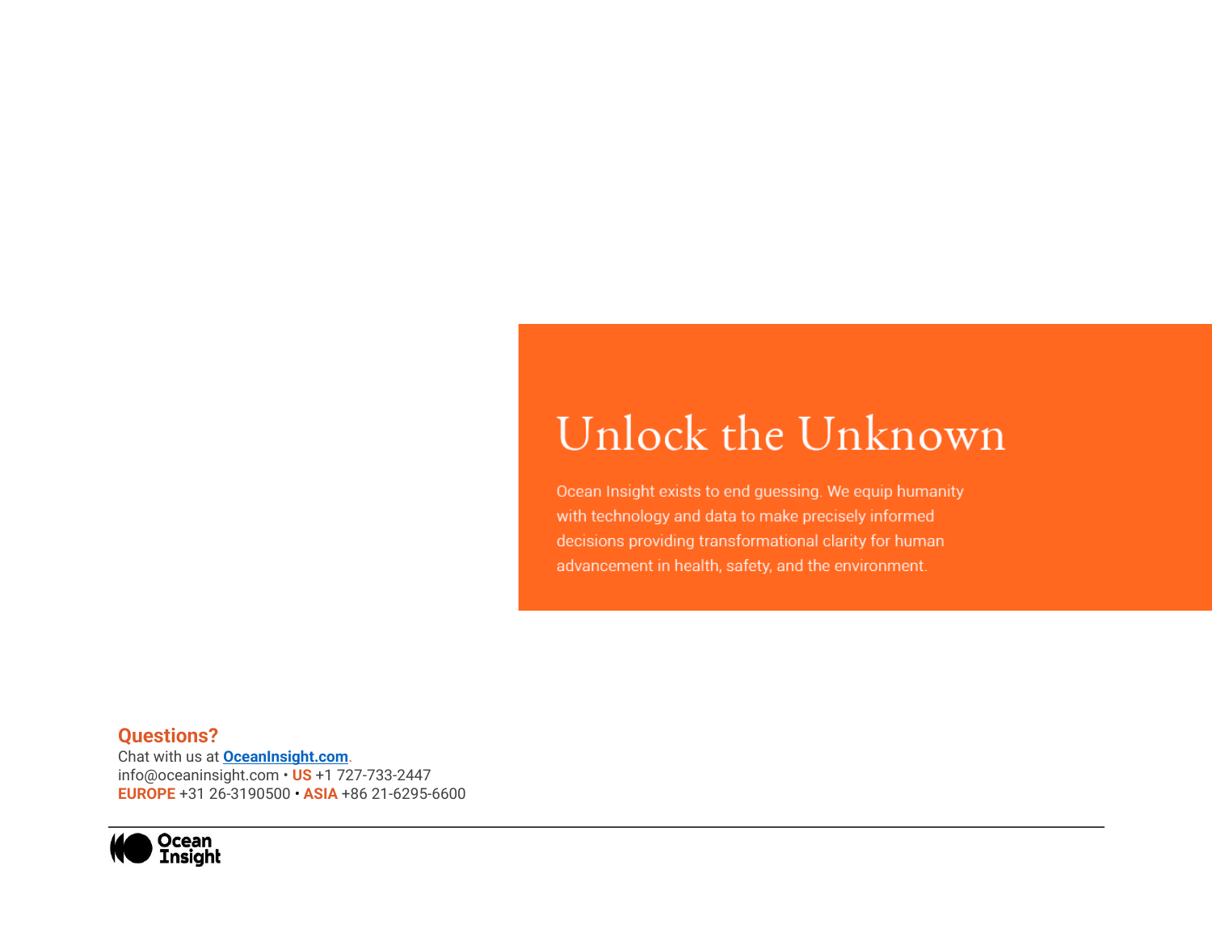# Unlock the Unknown

Ocean Insight exists to end guessing. We equip humanity with technology and data to make precisely informed decisions providing transformational clarity for human advancement in health, safety, and the environment.

**Questions?**

Chat with us at **OceanInsight.com**.

info@oceaninsight.com • **US** +1 727-733-2447

**EUROPE** +31 26-3190500 • **ASIA** +86 21-6295-6600

Ocean Insight